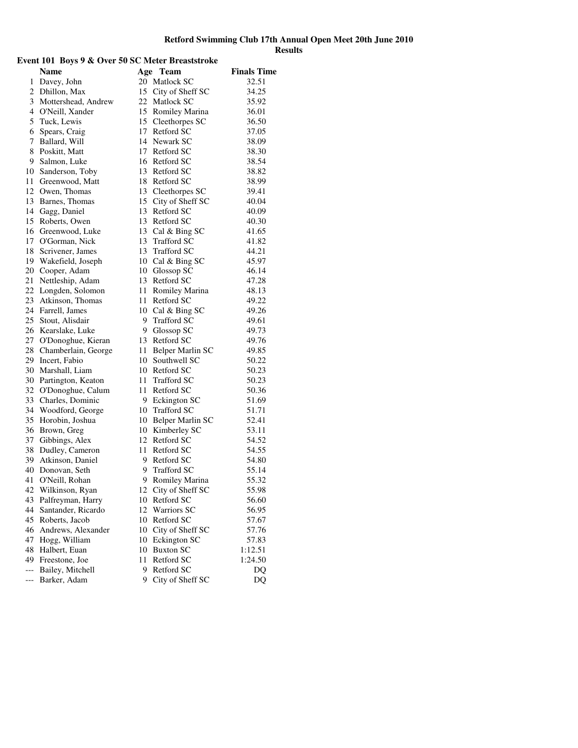# Retford Swimming Club 17th Annual Open Meet 20th June 2010

## Results

### Event 101 Boys 9 & Over 50 SC Meter Breaststroke

| | Name | Age | Team | Finals Time |
|---|---|---|---|---|
| 1 | Davey, John | 20 | Matlock SC | 32.51 |
| 2 | Dhillon, Max | 15 | City of Sheff SC | 34.25 |
| 3 | Mottershead, Andrew | 22 | Matlock SC | 35.92 |
| 4 | O'Neill, Xander | 15 | Romiley Marina | 36.01 |
| 5 | Tuck, Lewis | 15 | Cleethorpes SC | 36.50 |
| 6 | Spears, Craig | 17 | Retford SC | 37.05 |
| 7 | Ballard, Will | 14 | Newark SC | 38.09 |
| 8 | Poskitt, Matt | 17 | Retford SC | 38.30 |
| 9 | Salmon, Luke | 16 | Retford SC | 38.54 |
| 10 | Sanderson, Toby | 13 | Retford SC | 38.82 |
| 11 | Greenwood, Matt | 18 | Retford SC | 38.99 |
| 12 | Owen, Thomas | 13 | Cleethorpes SC | 39.41 |
| 13 | Barnes, Thomas | 15 | City of Sheff SC | 40.04 |
| 14 | Gagg, Daniel | 13 | Retford SC | 40.09 |
| 15 | Roberts, Owen | 13 | Retford SC | 40.30 |
| 16 | Greenwood, Luke | 13 | Cal & Bing SC | 41.65 |
| 17 | O'Gorman, Nick | 13 | Trafford SC | 41.82 |
| 18 | Scrivener, James | 13 | Trafford SC | 44.21 |
| 19 | Wakefield, Joseph | 10 | Cal & Bing SC | 45.97 |
| 20 | Cooper, Adam | 10 | Glossop SC | 46.14 |
| 21 | Nettleship, Adam | 13 | Retford SC | 47.28 |
| 22 | Longden, Solomon | 11 | Romiley Marina | 48.13 |
| 23 | Atkinson, Thomas | 11 | Retford SC | 49.22 |
| 24 | Farrell, James | 10 | Cal & Bing SC | 49.26 |
| 25 | Stout, Alisdair | 9 | Trafford SC | 49.61 |
| 26 | Kearslake, Luke | 9 | Glossop SC | 49.73 |
| 27 | O'Donoghue, Kieran | 13 | Retford SC | 49.76 |
| 28 | Chamberlain, George | 11 | Belper Marlin SC | 49.85 |
| 29 | Incert, Fabio | 10 | Southwell SC | 50.22 |
| 30 | Marshall, Liam | 10 | Retford SC | 50.23 |
| 30 | Partington, Keaton | 11 | Trafford SC | 50.23 |
| 32 | O'Donoghue, Calum | 11 | Retford SC | 50.36 |
| 33 | Charles, Dominic | 9 | Eckington SC | 51.69 |
| 34 | Woodford, George | 10 | Trafford SC | 51.71 |
| 35 | Horobin, Joshua | 10 | Belper Marlin SC | 52.41 |
| 36 | Brown, Greg | 10 | Kimberley SC | 53.11 |
| 37 | Gibbings, Alex | 12 | Retford SC | 54.52 |
| 38 | Dudley, Cameron | 11 | Retford SC | 54.55 |
| 39 | Atkinson, Daniel | 9 | Retford SC | 54.80 |
| 40 | Donovan, Seth | 9 | Trafford SC | 55.14 |
| 41 | O'Neill, Rohan | 9 | Romiley Marina | 55.32 |
| 42 | Wilkinson, Ryan | 12 | City of Sheff SC | 55.98 |
| 43 | Palfreyman, Harry | 10 | Retford SC | 56.60 |
| 44 | Santander, Ricardo | 12 | Warriors SC | 56.95 |
| 45 | Roberts, Jacob | 10 | Retford SC | 57.67 |
| 46 | Andrews, Alexander | 10 | City of Sheff SC | 57.76 |
| 47 | Hogg, William | 10 | Eckington SC | 57.83 |
| 48 | Halbert, Euan | 10 | Buxton SC | 1:12.51 |
| 49 | Freestone, Joe | 11 | Retford SC | 1:24.50 |
| --- | Bailey, Mitchell | 9 | Retford SC | DQ |
| --- | Barker, Adam | 9 | City of Sheff SC | DQ |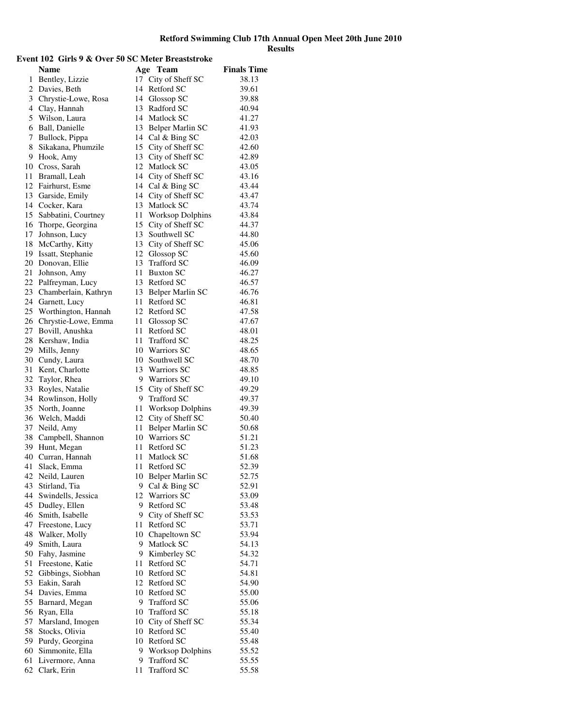**Retford Swimming Club 17th Annual Open Meet 20th June 2010**
**Results**

### Event 102 Girls 9 & Over 50 SC Meter Breaststroke

| | Name | Age | Team | Finals Time |
|---|---|---|---|---|
| 1 | Bentley, Lizzie | 17 | City of Sheff SC | 38.13 |
| 2 | Davies, Beth | 14 | Retford SC | 39.61 |
| 3 | Chrystie-Lowe, Rosa | 14 | Glossop SC | 39.88 |
| 4 | Clay, Hannah | 13 | Radford SC | 40.94 |
| 5 | Wilson, Laura | 14 | Matlock SC | 41.27 |
| 6 | Ball, Danielle | 13 | Belper Marlin SC | 41.93 |
| 7 | Bullock, Pippa | 14 | Cal & Bing SC | 42.03 |
| 8 | Sikakana, Phumzile | 15 | City of Sheff SC | 42.60 |
| 9 | Hook, Amy | 13 | City of Sheff SC | 42.89 |
| 10 | Cross, Sarah | 12 | Matlock SC | 43.05 |
| 11 | Bramall, Leah | 14 | City of Sheff SC | 43.16 |
| 12 | Fairhurst, Esme | 14 | Cal & Bing SC | 43.44 |
| 13 | Garside, Emily | 14 | City of Sheff SC | 43.47 |
| 14 | Cocker, Kara | 13 | Matlock SC | 43.74 |
| 15 | Sabbatini, Courtney | 11 | Worksop Dolphins | 43.84 |
| 16 | Thorpe, Georgina | 15 | City of Sheff SC | 44.37 |
| 17 | Johnson, Lucy | 13 | Southwell SC | 44.80 |
| 18 | McCarthy, Kitty | 13 | City of Sheff SC | 45.06 |
| 19 | Issatt, Stephanie | 12 | Glossop SC | 45.60 |
| 20 | Donovan, Ellie | 13 | Trafford SC | 46.09 |
| 21 | Johnson, Amy | 11 | Buxton SC | 46.27 |
| 22 | Palfreyman, Lucy | 13 | Retford SC | 46.57 |
| 23 | Chamberlain, Kathryn | 13 | Belper Marlin SC | 46.76 |
| 24 | Garnett, Lucy | 11 | Retford SC | 46.81 |
| 25 | Worthington, Hannah | 12 | Retford SC | 47.58 |
| 26 | Chrystie-Lowe, Emma | 11 | Glossop SC | 47.67 |
| 27 | Bovill, Anushka | 11 | Retford SC | 48.01 |
| 28 | Kershaw, India | 11 | Trafford SC | 48.25 |
| 29 | Mills, Jenny | 10 | Warriors SC | 48.65 |
| 30 | Cundy, Laura | 10 | Southwell SC | 48.70 |
| 31 | Kent, Charlotte | 13 | Warriors SC | 48.85 |
| 32 | Taylor, Rhea | 9 | Warriors SC | 49.10 |
| 33 | Royles, Natalie | 15 | City of Sheff SC | 49.29 |
| 34 | Rowlinson, Holly | 9 | Trafford SC | 49.37 |
| 35 | North, Joanne | 11 | Worksop Dolphins | 49.39 |
| 36 | Welch, Maddi | 12 | City of Sheff SC | 50.40 |
| 37 | Neild, Amy | 11 | Belper Marlin SC | 50.68 |
| 38 | Campbell, Shannon | 10 | Warriors SC | 51.21 |
| 39 | Hunt, Megan | 11 | Retford SC | 51.23 |
| 40 | Curran, Hannah | 11 | Matlock SC | 51.68 |
| 41 | Slack, Emma | 11 | Retford SC | 52.39 |
| 42 | Neild, Lauren | 10 | Belper Marlin SC | 52.75 |
| 43 | Stirland, Tia | 9 | Cal & Bing SC | 52.91 |
| 44 | Swindells, Jessica | 12 | Warriors SC | 53.09 |
| 45 | Dudley, Ellen | 9 | Retford SC | 53.48 |
| 46 | Smith, Isabelle | 9 | City of Sheff SC | 53.53 |
| 47 | Freestone, Lucy | 11 | Retford SC | 53.71 |
| 48 | Walker, Molly | 10 | Chapeltown SC | 53.94 |
| 49 | Smith, Laura | 9 | Matlock SC | 54.13 |
| 50 | Fahy, Jasmine | 9 | Kimberley SC | 54.32 |
| 51 | Freestone, Katie | 11 | Retford SC | 54.71 |
| 52 | Gibbings, Siobhan | 10 | Retford SC | 54.81 |
| 53 | Eakin, Sarah | 12 | Retford SC | 54.90 |
| 54 | Davies, Emma | 10 | Retford SC | 55.00 |
| 55 | Barnard, Megan | 9 | Trafford SC | 55.06 |
| 56 | Ryan, Ella | 10 | Trafford SC | 55.18 |
| 57 | Marsland, Imogen | 10 | City of Sheff SC | 55.34 |
| 58 | Stocks, Olivia | 10 | Retford SC | 55.40 |
| 59 | Purdy, Georgina | 10 | Retford SC | 55.48 |
| 60 | Simmonite, Ella | 9 | Worksop Dolphins | 55.52 |
| 61 | Livermore, Anna | 9 | Trafford SC | 55.55 |
| 62 | Clark, Erin | 11 | Trafford SC | 55.58 |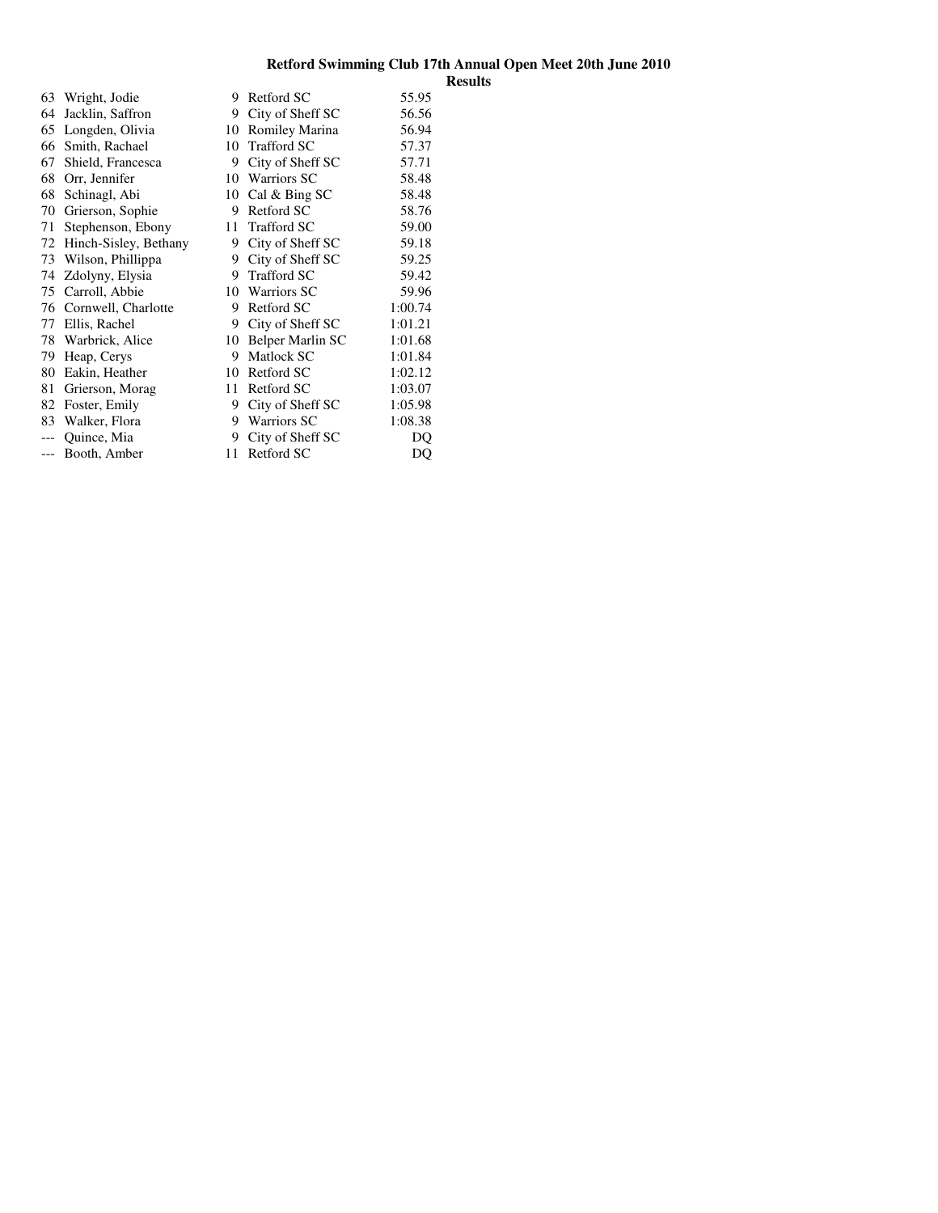**Retford Swimming Club 17th Annual Open Meet 20th June 2010**

**Results**

| | | | | |
|---|---|---|---|---|
| 63 | Wright, Jodie | 9 | Retford SC | 55.95 |
| 64 | Jacklin, Saffron | 9 | City of Sheff SC | 56.56 |
| 65 | Longden, Olivia | 10 | Romiley Marina | 56.94 |
| 66 | Smith, Rachael | 10 | Trafford SC | 57.37 |
| 67 | Shield, Francesca | 9 | City of Sheff SC | 57.71 |
| 68 | Orr, Jennifer | 10 | Warriors SC | 58.48 |
| 68 | Schinagl, Abi | 10 | Cal & Bing SC | 58.48 |
| 70 | Grierson, Sophie | 9 | Retford SC | 58.76 |
| 71 | Stephenson, Ebony | 11 | Trafford SC | 59.00 |
| 72 | Hinch-Sisley, Bethany | 9 | City of Sheff SC | 59.18 |
| 73 | Wilson, Phillippa | 9 | City of Sheff SC | 59.25 |
| 74 | Zdolyny, Elysia | 9 | Trafford SC | 59.42 |
| 75 | Carroll, Abbie | 10 | Warriors SC | 59.96 |
| 76 | Cornwell, Charlotte | 9 | Retford SC | 1:00.74 |
| 77 | Ellis, Rachel | 9 | City of Sheff SC | 1:01.21 |
| 78 | Warbrick, Alice | 10 | Belper Marlin SC | 1:01.68 |
| 79 | Heap, Cerys | 9 | Matlock SC | 1:01.84 |
| 80 | Eakin, Heather | 10 | Retford SC | 1:02.12 |
| 81 | Grierson, Morag | 11 | Retford SC | 1:03.07 |
| 82 | Foster, Emily | 9 | City of Sheff SC | 1:05.98 |
| 83 | Walker, Flora | 9 | Warriors SC | 1:08.38 |
| --- | Quince, Mia | 9 | City of Sheff SC | DQ |
| --- | Booth, Amber | 11 | Retford SC | DQ |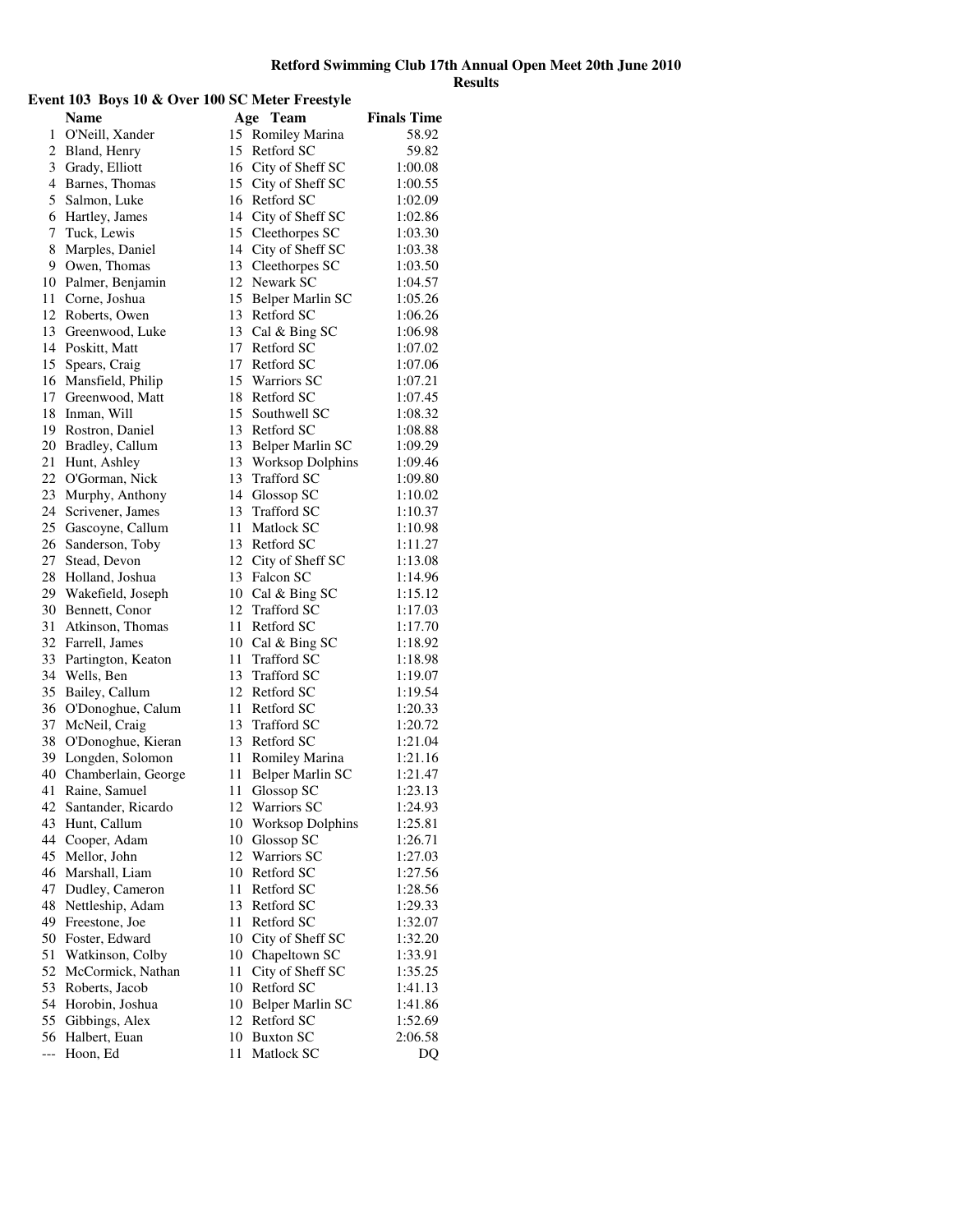# Retford Swimming Club 17th Annual Open Meet 20th June 2010

## Results

### Event 103 Boys 10 & Over 100 SC Meter Freestyle

| | Name | Age | Team | Finals Time |
|---|---|---|---|---|
| 1 | O'Neill, Xander | 15 | Romiley Marina | 58.92 |
| 2 | Bland, Henry | 15 | Retford SC | 59.82 |
| 3 | Grady, Elliott | 16 | City of Sheff SC | 1:00.08 |
| 4 | Barnes, Thomas | 15 | City of Sheff SC | 1:00.55 |
| 5 | Salmon, Luke | 16 | Retford SC | 1:02.09 |
| 6 | Hartley, James | 14 | City of Sheff SC | 1:02.86 |
| 7 | Tuck, Lewis | 15 | Cleethorpes SC | 1:03.30 |
| 8 | Marples, Daniel | 14 | City of Sheff SC | 1:03.38 |
| 9 | Owen, Thomas | 13 | Cleethorpes SC | 1:03.50 |
| 10 | Palmer, Benjamin | 12 | Newark SC | 1:04.57 |
| 11 | Corne, Joshua | 15 | Belper Marlin SC | 1:05.26 |
| 12 | Roberts, Owen | 13 | Retford SC | 1:06.26 |
| 13 | Greenwood, Luke | 13 | Cal & Bing SC | 1:06.98 |
| 14 | Poskitt, Matt | 17 | Retford SC | 1:07.02 |
| 15 | Spears, Craig | 17 | Retford SC | 1:07.06 |
| 16 | Mansfield, Philip | 15 | Warriors SC | 1:07.21 |
| 17 | Greenwood, Matt | 18 | Retford SC | 1:07.45 |
| 18 | Inman, Will | 15 | Southwell SC | 1:08.32 |
| 19 | Rostron, Daniel | 13 | Retford SC | 1:08.88 |
| 20 | Bradley, Callum | 13 | Belper Marlin SC | 1:09.29 |
| 21 | Hunt, Ashley | 13 | Worksop Dolphins | 1:09.46 |
| 22 | O'Gorman, Nick | 13 | Trafford SC | 1:09.80 |
| 23 | Murphy, Anthony | 14 | Glossop SC | 1:10.02 |
| 24 | Scrivener, James | 13 | Trafford SC | 1:10.37 |
| 25 | Gascoyne, Callum | 11 | Matlock SC | 1:10.98 |
| 26 | Sanderson, Toby | 13 | Retford SC | 1:11.27 |
| 27 | Stead, Devon | 12 | City of Sheff SC | 1:13.08 |
| 28 | Holland, Joshua | 13 | Falcon SC | 1:14.96 |
| 29 | Wakefield, Joseph | 10 | Cal & Bing SC | 1:15.12 |
| 30 | Bennett, Conor | 12 | Trafford SC | 1:17.03 |
| 31 | Atkinson, Thomas | 11 | Retford SC | 1:17.70 |
| 32 | Farrell, James | 10 | Cal & Bing SC | 1:18.92 |
| 33 | Partington, Keaton | 11 | Trafford SC | 1:18.98 |
| 34 | Wells, Ben | 13 | Trafford SC | 1:19.07 |
| 35 | Bailey, Callum | 12 | Retford SC | 1:19.54 |
| 36 | O'Donoghue, Calum | 11 | Retford SC | 1:20.33 |
| 37 | McNeil, Craig | 13 | Trafford SC | 1:20.72 |
| 38 | O'Donoghue, Kieran | 13 | Retford SC | 1:21.04 |
| 39 | Longden, Solomon | 11 | Romiley Marina | 1:21.16 |
| 40 | Chamberlain, George | 11 | Belper Marlin SC | 1:21.47 |
| 41 | Raine, Samuel | 11 | Glossop SC | 1:23.13 |
| 42 | Santander, Ricardo | 12 | Warriors SC | 1:24.93 |
| 43 | Hunt, Callum | 10 | Worksop Dolphins | 1:25.81 |
| 44 | Cooper, Adam | 10 | Glossop SC | 1:26.71 |
| 45 | Mellor, John | 12 | Warriors SC | 1:27.03 |
| 46 | Marshall, Liam | 10 | Retford SC | 1:27.56 |
| 47 | Dudley, Cameron | 11 | Retford SC | 1:28.56 |
| 48 | Nettleship, Adam | 13 | Retford SC | 1:29.33 |
| 49 | Freestone, Joe | 11 | Retford SC | 1:32.07 |
| 50 | Foster, Edward | 10 | City of Sheff SC | 1:32.20 |
| 51 | Watkinson, Colby | 10 | Chapeltown SC | 1:33.91 |
| 52 | McCormick, Nathan | 11 | City of Sheff SC | 1:35.25 |
| 53 | Roberts, Jacob | 10 | Retford SC | 1:41.13 |
| 54 | Horobin, Joshua | 10 | Belper Marlin SC | 1:41.86 |
| 55 | Gibbings, Alex | 12 | Retford SC | 1:52.69 |
| 56 | Halbert, Euan | 10 | Buxton SC | 2:06.58 |
| --- | Hoon, Ed | 11 | Matlock SC | DQ |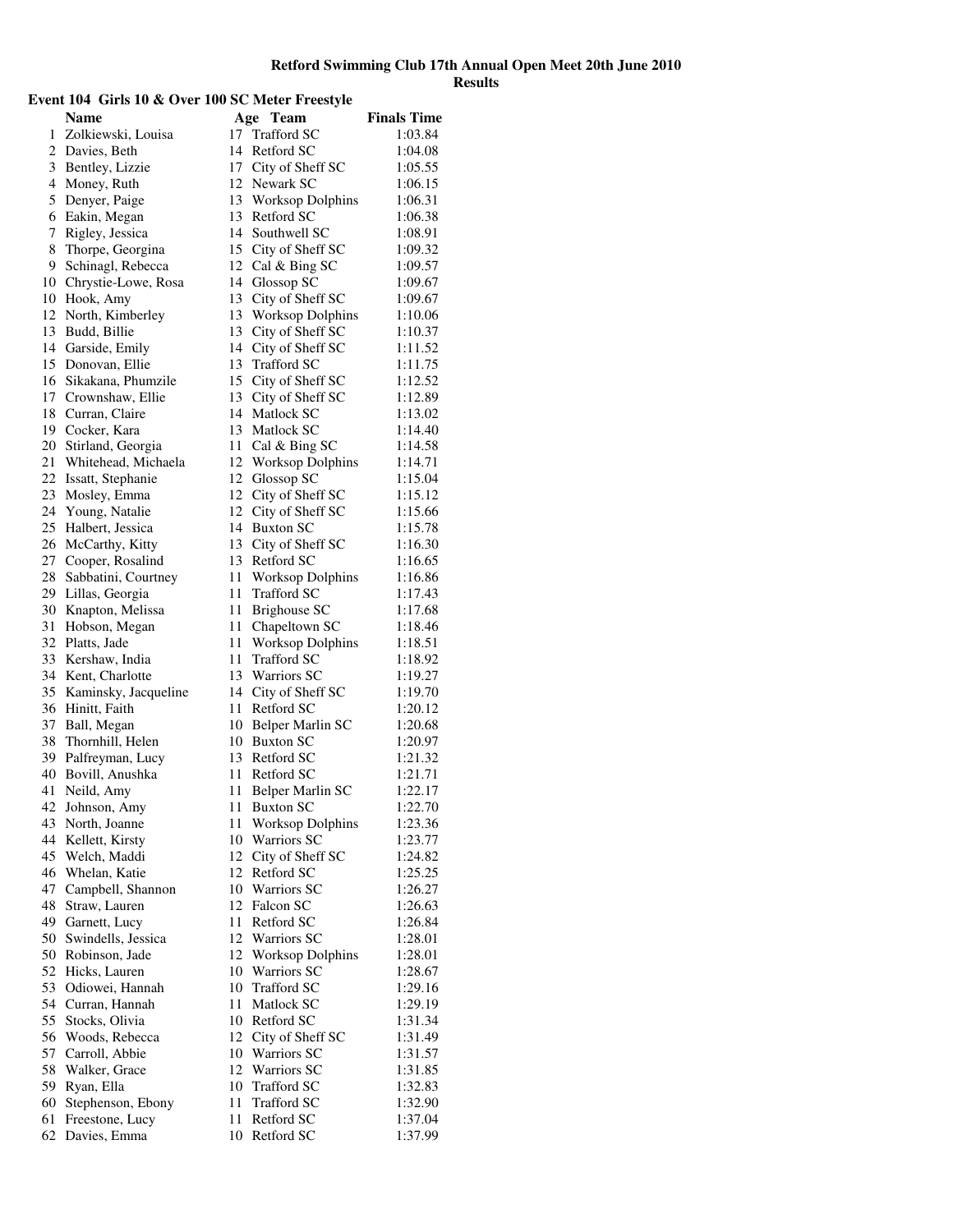**Retford Swimming Club 17th Annual Open Meet 20th June 2010**
**Results**

### Event 104 Girls 10 & Over 100 SC Meter Freestyle

| | Name | Age | Team | Finals Time |
|---|---|---|---|---|
| 1 | Zolkiewski, Louisa | 17 | Trafford SC | 1:03.84 |
| 2 | Davies, Beth | 14 | Retford SC | 1:04.08 |
| 3 | Bentley, Lizzie | 17 | City of Sheff SC | 1:05.55 |
| 4 | Money, Ruth | 12 | Newark SC | 1:06.15 |
| 5 | Denyer, Paige | 13 | Worksop Dolphins | 1:06.31 |
| 6 | Eakin, Megan | 13 | Retford SC | 1:06.38 |
| 7 | Rigley, Jessica | 14 | Southwell SC | 1:08.91 |
| 8 | Thorpe, Georgina | 15 | City of Sheff SC | 1:09.32 |
| 9 | Schinagl, Rebecca | 12 | Cal & Bing SC | 1:09.57 |
| 10 | Chrystie-Lowe, Rosa | 14 | Glossop SC | 1:09.67 |
| 10 | Hook, Amy | 13 | City of Sheff SC | 1:09.67 |
| 12 | North, Kimberley | 13 | Worksop Dolphins | 1:10.06 |
| 13 | Budd, Billie | 13 | City of Sheff SC | 1:10.37 |
| 14 | Garside, Emily | 14 | City of Sheff SC | 1:11.52 |
| 15 | Donovan, Ellie | 13 | Trafford SC | 1:11.75 |
| 16 | Sikakana, Phumzile | 15 | City of Sheff SC | 1:12.52 |
| 17 | Crownshaw, Ellie | 13 | City of Sheff SC | 1:12.89 |
| 18 | Curran, Claire | 14 | Matlock SC | 1:13.02 |
| 19 | Cocker, Kara | 13 | Matlock SC | 1:14.40 |
| 20 | Stirland, Georgia | 11 | Cal & Bing SC | 1:14.58 |
| 21 | Whitehead, Michaela | 12 | Worksop Dolphins | 1:14.71 |
| 22 | Issatt, Stephanie | 12 | Glossop SC | 1:15.04 |
| 23 | Mosley, Emma | 12 | City of Sheff SC | 1:15.12 |
| 24 | Young, Natalie | 12 | City of Sheff SC | 1:15.66 |
| 25 | Halbert, Jessica | 14 | Buxton SC | 1:15.78 |
| 26 | McCarthy, Kitty | 13 | City of Sheff SC | 1:16.30 |
| 27 | Cooper, Rosalind | 13 | Retford SC | 1:16.65 |
| 28 | Sabbatini, Courtney | 11 | Worksop Dolphins | 1:16.86 |
| 29 | Lillas, Georgia | 11 | Trafford SC | 1:17.43 |
| 30 | Knapton, Melissa | 11 | Brighouse SC | 1:17.68 |
| 31 | Hobson, Megan | 11 | Chapeltown SC | 1:18.46 |
| 32 | Platts, Jade | 11 | Worksop Dolphins | 1:18.51 |
| 33 | Kershaw, India | 11 | Trafford SC | 1:18.92 |
| 34 | Kent, Charlotte | 13 | Warriors SC | 1:19.27 |
| 35 | Kaminsky, Jacqueline | 14 | City of Sheff SC | 1:19.70 |
| 36 | Hinitt, Faith | 11 | Retford SC | 1:20.12 |
| 37 | Ball, Megan | 10 | Belper Marlin SC | 1:20.68 |
| 38 | Thornhill, Helen | 10 | Buxton SC | 1:20.97 |
| 39 | Palfreyman, Lucy | 13 | Retford SC | 1:21.32 |
| 40 | Bovill, Anushka | 11 | Retford SC | 1:21.71 |
| 41 | Neild, Amy | 11 | Belper Marlin SC | 1:22.17 |
| 42 | Johnson, Amy | 11 | Buxton SC | 1:22.70 |
| 43 | North, Joanne | 11 | Worksop Dolphins | 1:23.36 |
| 44 | Kellett, Kirsty | 10 | Warriors SC | 1:23.77 |
| 45 | Welch, Maddi | 12 | City of Sheff SC | 1:24.82 |
| 46 | Whelan, Katie | 12 | Retford SC | 1:25.25 |
| 47 | Campbell, Shannon | 10 | Warriors SC | 1:26.27 |
| 48 | Straw, Lauren | 12 | Falcon SC | 1:26.63 |
| 49 | Garnett, Lucy | 11 | Retford SC | 1:26.84 |
| 50 | Swindells, Jessica | 12 | Warriors SC | 1:28.01 |
| 50 | Robinson, Jade | 12 | Worksop Dolphins | 1:28.01 |
| 52 | Hicks, Lauren | 10 | Warriors SC | 1:28.67 |
| 53 | Odiowei, Hannah | 10 | Trafford SC | 1:29.16 |
| 54 | Curran, Hannah | 11 | Matlock SC | 1:29.19 |
| 55 | Stocks, Olivia | 10 | Retford SC | 1:31.34 |
| 56 | Woods, Rebecca | 12 | City of Sheff SC | 1:31.49 |
| 57 | Carroll, Abbie | 10 | Warriors SC | 1:31.57 |
| 58 | Walker, Grace | 12 | Warriors SC | 1:31.85 |
| 59 | Ryan, Ella | 10 | Trafford SC | 1:32.83 |
| 60 | Stephenson, Ebony | 11 | Trafford SC | 1:32.90 |
| 61 | Freestone, Lucy | 11 | Retford SC | 1:37.04 |
| 62 | Davies, Emma | 10 | Retford SC | 1:37.99 |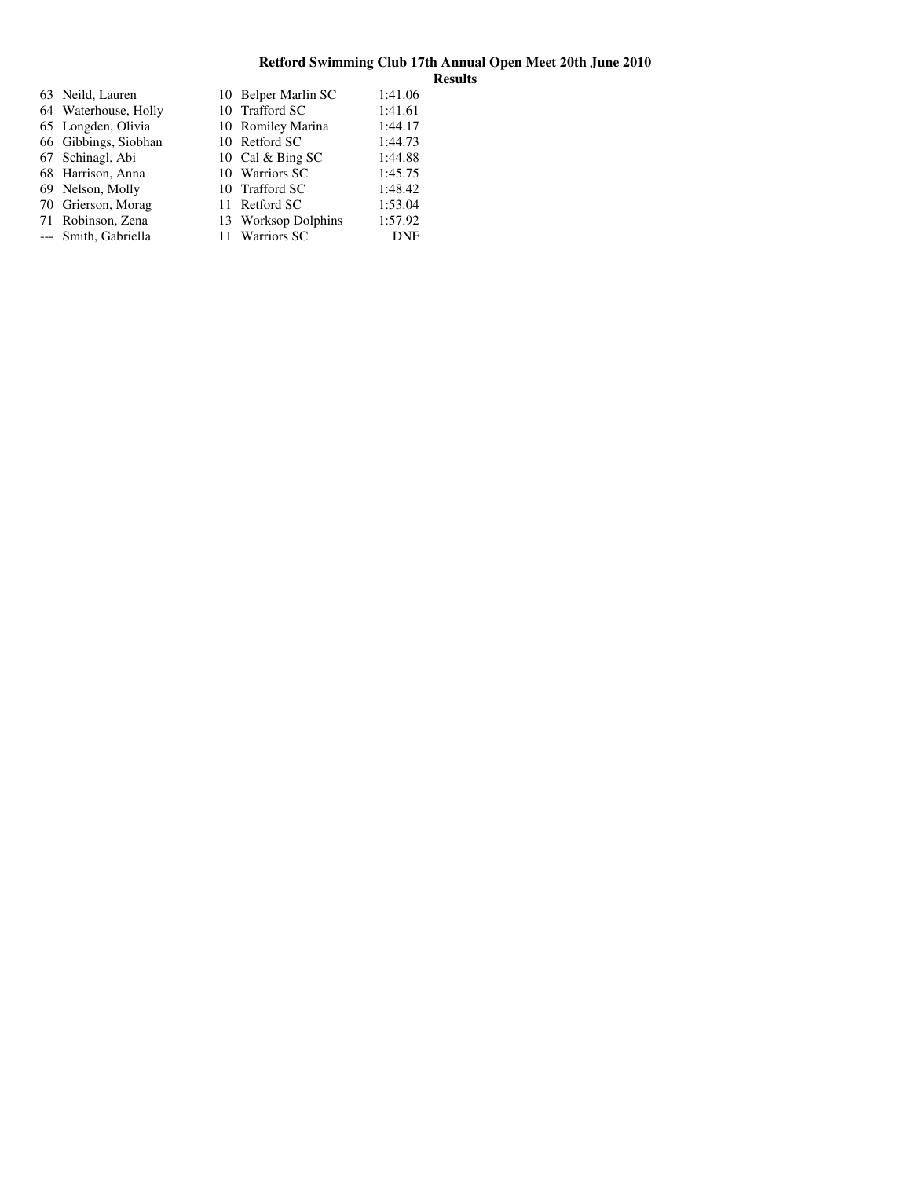**Retford Swimming Club 17th Annual Open Meet 20th June 2010**

**Results**

| | | | | |
|---|---|---|---|---|
| 63 | Neild, Lauren | 10 | Belper Marlin SC | 1:41.06 |
| 64 | Waterhouse, Holly | 10 | Trafford SC | 1:41.61 |
| 65 | Longden, Olivia | 10 | Romiley Marina | 1:44.17 |
| 66 | Gibbings, Siobhan | 10 | Retford SC | 1:44.73 |
| 67 | Schinagl, Abi | 10 | Cal & Bing SC | 1:44.88 |
| 68 | Harrison, Anna | 10 | Warriors SC | 1:45.75 |
| 69 | Nelson, Molly | 10 | Trafford SC | 1:48.42 |
| 70 | Grierson, Morag | 11 | Retford SC | 1:53.04 |
| 71 | Robinson, Zena | 13 | Worksop Dolphins | 1:57.92 |
| --- | Smith, Gabriella | 11 | Warriors SC | DNF |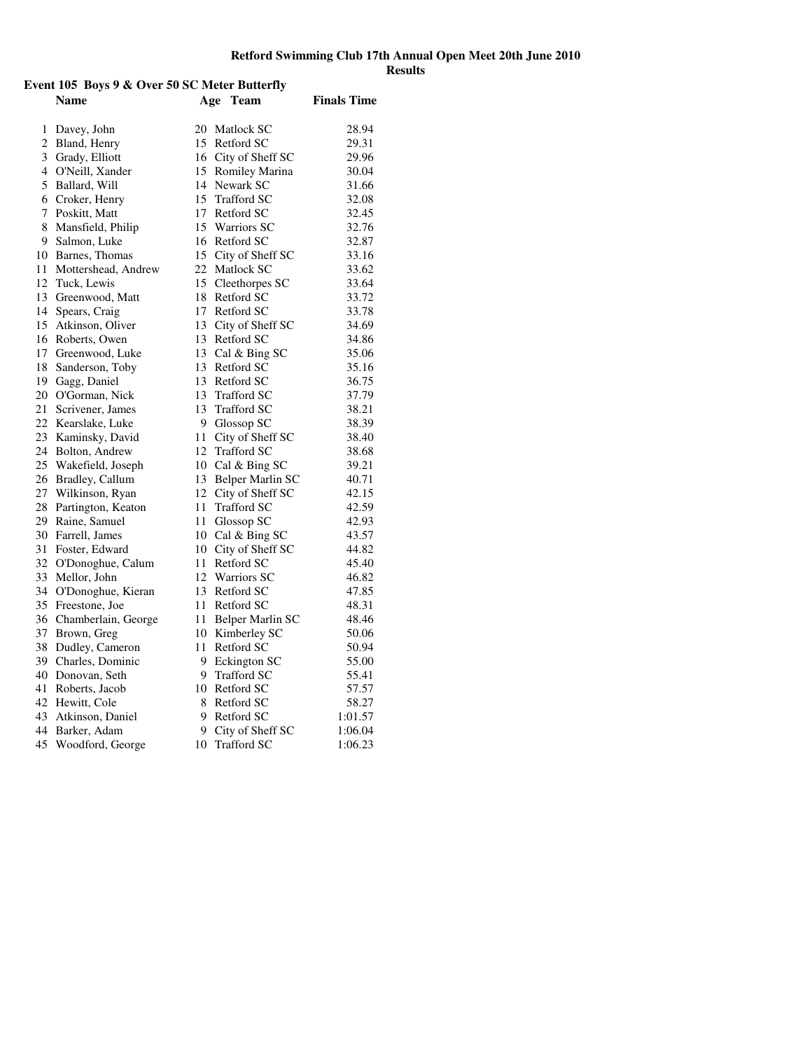**Retford Swimming Club 17th Annual Open Meet 20th June 2010**
**Results**

### Event 105 Boys 9 & Over 50 SC Meter Butterfly

| | Name | Age | Team | Finals Time |
|---|---|---|---|---|
| 1 | Davey, John | 20 | Matlock SC | 28.94 |
| 2 | Bland, Henry | 15 | Retford SC | 29.31 |
| 3 | Grady, Elliott | 16 | City of Sheff SC | 29.96 |
| 4 | O'Neill, Xander | 15 | Romiley Marina | 30.04 |
| 5 | Ballard, Will | 14 | Newark SC | 31.66 |
| 6 | Croker, Henry | 15 | Trafford SC | 32.08 |
| 7 | Poskitt, Matt | 17 | Retford SC | 32.45 |
| 8 | Mansfield, Philip | 15 | Warriors SC | 32.76 |
| 9 | Salmon, Luke | 16 | Retford SC | 32.87 |
| 10 | Barnes, Thomas | 15 | City of Sheff SC | 33.16 |
| 11 | Mottershead, Andrew | 22 | Matlock SC | 33.62 |
| 12 | Tuck, Lewis | 15 | Cleethorpes SC | 33.64 |
| 13 | Greenwood, Matt | 18 | Retford SC | 33.72 |
| 14 | Spears, Craig | 17 | Retford SC | 33.78 |
| 15 | Atkinson, Oliver | 13 | City of Sheff SC | 34.69 |
| 16 | Roberts, Owen | 13 | Retford SC | 34.86 |
| 17 | Greenwood, Luke | 13 | Cal & Bing SC | 35.06 |
| 18 | Sanderson, Toby | 13 | Retford SC | 35.16 |
| 19 | Gagg, Daniel | 13 | Retford SC | 36.75 |
| 20 | O'Gorman, Nick | 13 | Trafford SC | 37.79 |
| 21 | Scrivener, James | 13 | Trafford SC | 38.21 |
| 22 | Kearslake, Luke | 9 | Glossop SC | 38.39 |
| 23 | Kaminsky, David | 11 | City of Sheff SC | 38.40 |
| 24 | Bolton, Andrew | 12 | Trafford SC | 38.68 |
| 25 | Wakefield, Joseph | 10 | Cal & Bing SC | 39.21 |
| 26 | Bradley, Callum | 13 | Belper Marlin SC | 40.71 |
| 27 | Wilkinson, Ryan | 12 | City of Sheff SC | 42.15 |
| 28 | Partington, Keaton | 11 | Trafford SC | 42.59 |
| 29 | Raine, Samuel | 11 | Glossop SC | 42.93 |
| 30 | Farrell, James | 10 | Cal & Bing SC | 43.57 |
| 31 | Foster, Edward | 10 | City of Sheff SC | 44.82 |
| 32 | O'Donoghue, Calum | 11 | Retford SC | 45.40 |
| 33 | Mellor, John | 12 | Warriors SC | 46.82 |
| 34 | O'Donoghue, Kieran | 13 | Retford SC | 47.85 |
| 35 | Freestone, Joe | 11 | Retford SC | 48.31 |
| 36 | Chamberlain, George | 11 | Belper Marlin SC | 48.46 |
| 37 | Brown, Greg | 10 | Kimberley SC | 50.06 |
| 38 | Dudley, Cameron | 11 | Retford SC | 50.94 |
| 39 | Charles, Dominic | 9 | Eckington SC | 55.00 |
| 40 | Donovan, Seth | 9 | Trafford SC | 55.41 |
| 41 | Roberts, Jacob | 10 | Retford SC | 57.57 |
| 42 | Hewitt, Cole | 8 | Retford SC | 58.27 |
| 43 | Atkinson, Daniel | 9 | Retford SC | 1:01.57 |
| 44 | Barker, Adam | 9 | City of Sheff SC | 1:06.04 |
| 45 | Woodford, George | 10 | Trafford SC | 1:06.23 |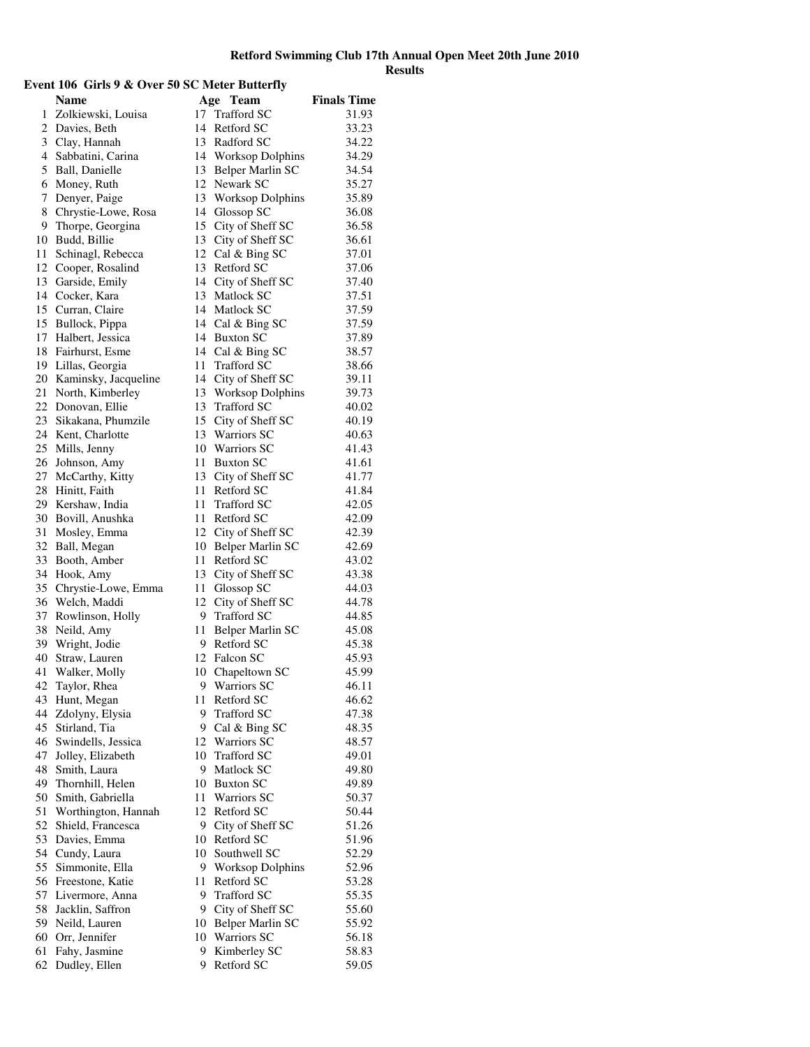**Retford Swimming Club 17th Annual Open Meet 20th June 2010**

**Results**

### Event 106 Girls 9 & Over 50 SC Meter Butterfly

| | Name | Age | Team | Finals Time |
|---|---|---|---|---|
| 1 | Zolkiewski, Louisa | 17 | Trafford SC | 31.93 |
| 2 | Davies, Beth | 14 | Retford SC | 33.23 |
| 3 | Clay, Hannah | 13 | Radford SC | 34.22 |
| 4 | Sabbatini, Carina | 14 | Worksop Dolphins | 34.29 |
| 5 | Ball, Danielle | 13 | Belper Marlin SC | 34.54 |
| 6 | Money, Ruth | 12 | Newark SC | 35.27 |
| 7 | Denyer, Paige | 13 | Worksop Dolphins | 35.89 |
| 8 | Chrystie-Lowe, Rosa | 14 | Glossop SC | 36.08 |
| 9 | Thorpe, Georgina | 15 | City of Sheff SC | 36.58 |
| 10 | Budd, Billie | 13 | City of Sheff SC | 36.61 |
| 11 | Schinagl, Rebecca | 12 | Cal & Bing SC | 37.01 |
| 12 | Cooper, Rosalind | 13 | Retford SC | 37.06 |
| 13 | Garside, Emily | 14 | City of Sheff SC | 37.40 |
| 14 | Cocker, Kara | 13 | Matlock SC | 37.51 |
| 15 | Curran, Claire | 14 | Matlock SC | 37.59 |
| 15 | Bullock, Pippa | 14 | Cal & Bing SC | 37.59 |
| 17 | Halbert, Jessica | 14 | Buxton SC | 37.89 |
| 18 | Fairhurst, Esme | 14 | Cal & Bing SC | 38.57 |
| 19 | Lillas, Georgia | 11 | Trafford SC | 38.66 |
| 20 | Kaminsky, Jacqueline | 14 | City of Sheff SC | 39.11 |
| 21 | North, Kimberley | 13 | Worksop Dolphins | 39.73 |
| 22 | Donovan, Ellie | 13 | Trafford SC | 40.02 |
| 23 | Sikakana, Phumzile | 15 | City of Sheff SC | 40.19 |
| 24 | Kent, Charlotte | 13 | Warriors SC | 40.63 |
| 25 | Mills, Jenny | 10 | Warriors SC | 41.43 |
| 26 | Johnson, Amy | 11 | Buxton SC | 41.61 |
| 27 | McCarthy, Kitty | 13 | City of Sheff SC | 41.77 |
| 28 | Hinitt, Faith | 11 | Retford SC | 41.84 |
| 29 | Kershaw, India | 11 | Trafford SC | 42.05 |
| 30 | Bovill, Anushka | 11 | Retford SC | 42.09 |
| 31 | Mosley, Emma | 12 | City of Sheff SC | 42.39 |
| 32 | Ball, Megan | 10 | Belper Marlin SC | 42.69 |
| 33 | Booth, Amber | 11 | Retford SC | 43.02 |
| 34 | Hook, Amy | 13 | City of Sheff SC | 43.38 |
| 35 | Chrystie-Lowe, Emma | 11 | Glossop SC | 44.03 |
| 36 | Welch, Maddi | 12 | City of Sheff SC | 44.78 |
| 37 | Rowlinson, Holly | 9 | Trafford SC | 44.85 |
| 38 | Neild, Amy | 11 | Belper Marlin SC | 45.08 |
| 39 | Wright, Jodie | 9 | Retford SC | 45.38 |
| 40 | Straw, Lauren | 12 | Falcon SC | 45.93 |
| 41 | Walker, Molly | 10 | Chapeltown SC | 45.99 |
| 42 | Taylor, Rhea | 9 | Warriors SC | 46.11 |
| 43 | Hunt, Megan | 11 | Retford SC | 46.62 |
| 44 | Zdolyny, Elysia | 9 | Trafford SC | 47.38 |
| 45 | Stirland, Tia | 9 | Cal & Bing SC | 48.35 |
| 46 | Swindells, Jessica | 12 | Warriors SC | 48.57 |
| 47 | Jolley, Elizabeth | 10 | Trafford SC | 49.01 |
| 48 | Smith, Laura | 9 | Matlock SC | 49.80 |
| 49 | Thornhill, Helen | 10 | Buxton SC | 49.89 |
| 50 | Smith, Gabriella | 11 | Warriors SC | 50.37 |
| 51 | Worthington, Hannah | 12 | Retford SC | 50.44 |
| 52 | Shield, Francesca | 9 | City of Sheff SC | 51.26 |
| 53 | Davies, Emma | 10 | Retford SC | 51.96 |
| 54 | Cundy, Laura | 10 | Southwell SC | 52.29 |
| 55 | Simmonite, Ella | 9 | Worksop Dolphins | 52.96 |
| 56 | Freestone, Katie | 11 | Retford SC | 53.28 |
| 57 | Livermore, Anna | 9 | Trafford SC | 55.35 |
| 58 | Jacklin, Saffron | 9 | City of Sheff SC | 55.60 |
| 59 | Neild, Lauren | 10 | Belper Marlin SC | 55.92 |
| 60 | Orr, Jennifer | 10 | Warriors SC | 56.18 |
| 61 | Fahy, Jasmine | 9 | Kimberley SC | 58.83 |
| 62 | Dudley, Ellen | 9 | Retford SC | 59.05 |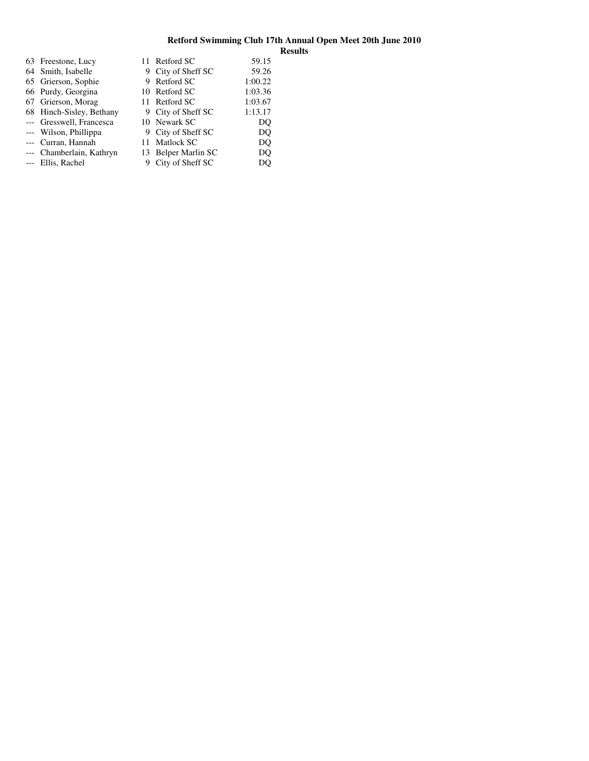**Retford Swimming Club 17th Annual Open Meet 20th June 2010**

**Results**

| | | | | |
|---|---|---|---|---|
| 63 | Freestone, Lucy | 11 | Retford SC | 59.15 |
| 64 | Smith, Isabelle | 9 | City of Sheff SC | 59.26 |
| 65 | Grierson, Sophie | 9 | Retford SC | 1:00.22 |
| 66 | Purdy, Georgina | 10 | Retford SC | 1:03.36 |
| 67 | Grierson, Morag | 11 | Retford SC | 1:03.67 |
| 68 | Hinch-Sisley, Bethany | 9 | City of Sheff SC | 1:13.17 |
| --- | Gresswell, Francesca | 10 | Newark SC | DQ |
| --- | Wilson, Phillippa | 9 | City of Sheff SC | DQ |
| --- | Curran, Hannah | 11 | Matlock SC | DQ |
| --- | Chamberlain, Kathryn | 13 | Belper Marlin SC | DQ |
| --- | Ellis, Rachel | 9 | City of Sheff SC | DQ |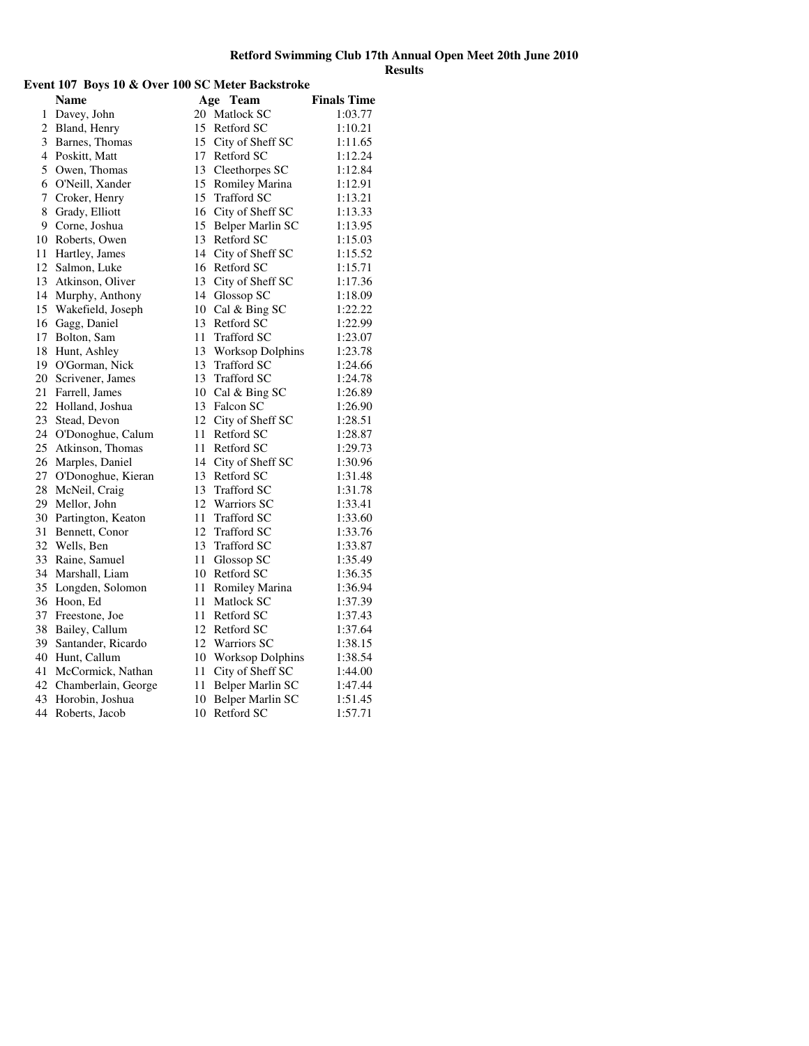**Retford Swimming Club 17th Annual Open Meet 20th June 2010**

**Results**

### Event 107 Boys 10 & Over 100 SC Meter Backstroke

| | Name | Age | Team | Finals Time |
|---|---|---|---|---|
| 1 | Davey, John | 20 | Matlock SC | 1:03.77 |
| 2 | Bland, Henry | 15 | Retford SC | 1:10.21 |
| 3 | Barnes, Thomas | 15 | City of Sheff SC | 1:11.65 |
| 4 | Poskitt, Matt | 17 | Retford SC | 1:12.24 |
| 5 | Owen, Thomas | 13 | Cleethorpes SC | 1:12.84 |
| 6 | O'Neill, Xander | 15 | Romiley Marina | 1:12.91 |
| 7 | Croker, Henry | 15 | Trafford SC | 1:13.21 |
| 8 | Grady, Elliott | 16 | City of Sheff SC | 1:13.33 |
| 9 | Corne, Joshua | 15 | Belper Marlin SC | 1:13.95 |
| 10 | Roberts, Owen | 13 | Retford SC | 1:15.03 |
| 11 | Hartley, James | 14 | City of Sheff SC | 1:15.52 |
| 12 | Salmon, Luke | 16 | Retford SC | 1:15.71 |
| 13 | Atkinson, Oliver | 13 | City of Sheff SC | 1:17.36 |
| 14 | Murphy, Anthony | 14 | Glossop SC | 1:18.09 |
| 15 | Wakefield, Joseph | 10 | Cal & Bing SC | 1:22.22 |
| 16 | Gagg, Daniel | 13 | Retford SC | 1:22.99 |
| 17 | Bolton, Sam | 11 | Trafford SC | 1:23.07 |
| 18 | Hunt, Ashley | 13 | Worksop Dolphins | 1:23.78 |
| 19 | O'Gorman, Nick | 13 | Trafford SC | 1:24.66 |
| 20 | Scrivener, James | 13 | Trafford SC | 1:24.78 |
| 21 | Farrell, James | 10 | Cal & Bing SC | 1:26.89 |
| 22 | Holland, Joshua | 13 | Falcon SC | 1:26.90 |
| 23 | Stead, Devon | 12 | City of Sheff SC | 1:28.51 |
| 24 | O'Donoghue, Calum | 11 | Retford SC | 1:28.87 |
| 25 | Atkinson, Thomas | 11 | Retford SC | 1:29.73 |
| 26 | Marples, Daniel | 14 | City of Sheff SC | 1:30.96 |
| 27 | O'Donoghue, Kieran | 13 | Retford SC | 1:31.48 |
| 28 | McNeil, Craig | 13 | Trafford SC | 1:31.78 |
| 29 | Mellor, John | 12 | Warriors SC | 1:33.41 |
| 30 | Partington, Keaton | 11 | Trafford SC | 1:33.60 |
| 31 | Bennett, Conor | 12 | Trafford SC | 1:33.76 |
| 32 | Wells, Ben | 13 | Trafford SC | 1:33.87 |
| 33 | Raine, Samuel | 11 | Glossop SC | 1:35.49 |
| 34 | Marshall, Liam | 10 | Retford SC | 1:36.35 |
| 35 | Longden, Solomon | 11 | Romiley Marina | 1:36.94 |
| 36 | Hoon, Ed | 11 | Matlock SC | 1:37.39 |
| 37 | Freestone, Joe | 11 | Retford SC | 1:37.43 |
| 38 | Bailey, Callum | 12 | Retford SC | 1:37.64 |
| 39 | Santander, Ricardo | 12 | Warriors SC | 1:38.15 |
| 40 | Hunt, Callum | 10 | Worksop Dolphins | 1:38.54 |
| 41 | McCormick, Nathan | 11 | City of Sheff SC | 1:44.00 |
| 42 | Chamberlain, George | 11 | Belper Marlin SC | 1:47.44 |
| 43 | Horobin, Joshua | 10 | Belper Marlin SC | 1:51.45 |
| 44 | Roberts, Jacob | 10 | Retford SC | 1:57.71 |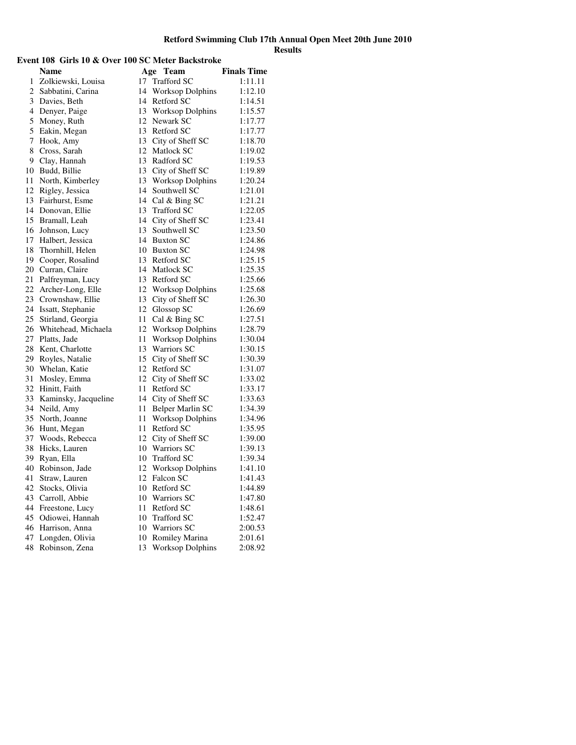**Retford Swimming Club 17th Annual Open Meet 20th June 2010**

**Results**

### Event 108 Girls 10 & Over 100 SC Meter Backstroke

| | Name | Age | Team | Finals Time |
|---|---|---|---|---|
| 1 | Zolkiewski, Louisa | 17 | Trafford SC | 1:11.11 |
| 2 | Sabbatini, Carina | 14 | Worksop Dolphins | 1:12.10 |
| 3 | Davies, Beth | 14 | Retford SC | 1:14.51 |
| 4 | Denyer, Paige | 13 | Worksop Dolphins | 1:15.57 |
| 5 | Money, Ruth | 12 | Newark SC | 1:17.77 |
| 5 | Eakin, Megan | 13 | Retford SC | 1:17.77 |
| 7 | Hook, Amy | 13 | City of Sheff SC | 1:18.70 |
| 8 | Cross, Sarah | 12 | Matlock SC | 1:19.02 |
| 9 | Clay, Hannah | 13 | Radford SC | 1:19.53 |
| 10 | Budd, Billie | 13 | City of Sheff SC | 1:19.89 |
| 11 | North, Kimberley | 13 | Worksop Dolphins | 1:20.24 |
| 12 | Rigley, Jessica | 14 | Southwell SC | 1:21.01 |
| 13 | Fairhurst, Esme | 14 | Cal & Bing SC | 1:21.21 |
| 14 | Donovan, Ellie | 13 | Trafford SC | 1:22.05 |
| 15 | Bramall, Leah | 14 | City of Sheff SC | 1:23.41 |
| 16 | Johnson, Lucy | 13 | Southwell SC | 1:23.50 |
| 17 | Halbert, Jessica | 14 | Buxton SC | 1:24.86 |
| 18 | Thornhill, Helen | 10 | Buxton SC | 1:24.98 |
| 19 | Cooper, Rosalind | 13 | Retford SC | 1:25.15 |
| 20 | Curran, Claire | 14 | Matlock SC | 1:25.35 |
| 21 | Palfreyman, Lucy | 13 | Retford SC | 1:25.66 |
| 22 | Archer-Long, Elle | 12 | Worksop Dolphins | 1:25.68 |
| 23 | Crownshaw, Ellie | 13 | City of Sheff SC | 1:26.30 |
| 24 | Issatt, Stephanie | 12 | Glossop SC | 1:26.69 |
| 25 | Stirland, Georgia | 11 | Cal & Bing SC | 1:27.51 |
| 26 | Whitehead, Michaela | 12 | Worksop Dolphins | 1:28.79 |
| 27 | Platts, Jade | 11 | Worksop Dolphins | 1:30.04 |
| 28 | Kent, Charlotte | 13 | Warriors SC | 1:30.15 |
| 29 | Royles, Natalie | 15 | City of Sheff SC | 1:30.39 |
| 30 | Whelan, Katie | 12 | Retford SC | 1:31.07 |
| 31 | Mosley, Emma | 12 | City of Sheff SC | 1:33.02 |
| 32 | Hinitt, Faith | 11 | Retford SC | 1:33.17 |
| 33 | Kaminsky, Jacqueline | 14 | City of Sheff SC | 1:33.63 |
| 34 | Neild, Amy | 11 | Belper Marlin SC | 1:34.39 |
| 35 | North, Joanne | 11 | Worksop Dolphins | 1:34.96 |
| 36 | Hunt, Megan | 11 | Retford SC | 1:35.95 |
| 37 | Woods, Rebecca | 12 | City of Sheff SC | 1:39.00 |
| 38 | Hicks, Lauren | 10 | Warriors SC | 1:39.13 |
| 39 | Ryan, Ella | 10 | Trafford SC | 1:39.34 |
| 40 | Robinson, Jade | 12 | Worksop Dolphins | 1:41.10 |
| 41 | Straw, Lauren | 12 | Falcon SC | 1:41.43 |
| 42 | Stocks, Olivia | 10 | Retford SC | 1:44.89 |
| 43 | Carroll, Abbie | 10 | Warriors SC | 1:47.80 |
| 44 | Freestone, Lucy | 11 | Retford SC | 1:48.61 |
| 45 | Odiowei, Hannah | 10 | Trafford SC | 1:52.47 |
| 46 | Harrison, Anna | 10 | Warriors SC | 2:00.53 |
| 47 | Longden, Olivia | 10 | Romiley Marina | 2:01.61 |
| 48 | Robinson, Zena | 13 | Worksop Dolphins | 2:08.92 |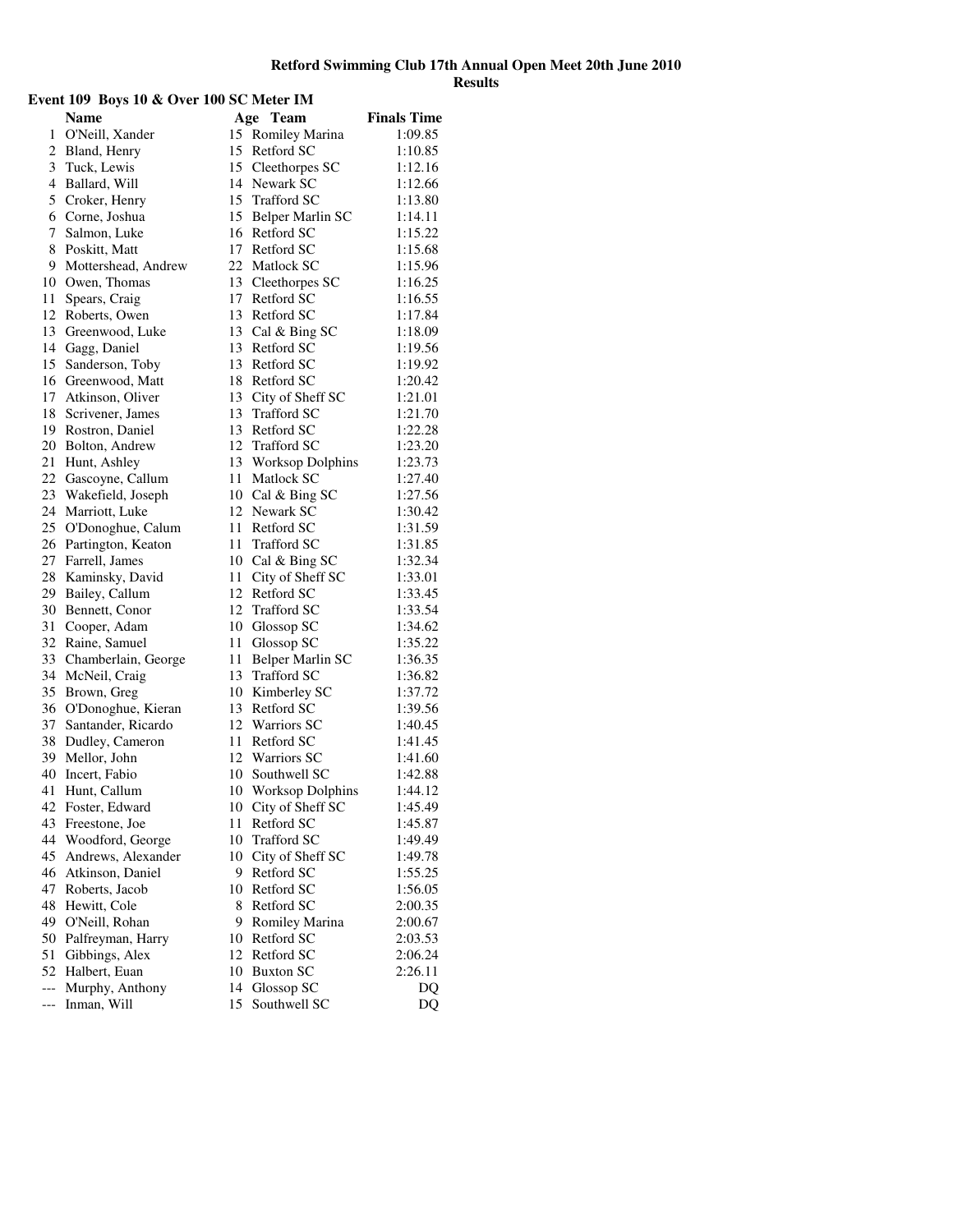**Retford Swimming Club 17th Annual Open Meet 20th June 2010**

**Results**

### Event 109 Boys 10 & Over 100 SC Meter IM

| | Name | Age | Team | Finals Time |
|---|---|---|---|---|
| 1 | O'Neill, Xander | 15 | Romiley Marina | 1:09.85 |
| 2 | Bland, Henry | 15 | Retford SC | 1:10.85 |
| 3 | Tuck, Lewis | 15 | Cleethorpes SC | 1:12.16 |
| 4 | Ballard, Will | 14 | Newark SC | 1:12.66 |
| 5 | Croker, Henry | 15 | Trafford SC | 1:13.80 |
| 6 | Corne, Joshua | 15 | Belper Marlin SC | 1:14.11 |
| 7 | Salmon, Luke | 16 | Retford SC | 1:15.22 |
| 8 | Poskitt, Matt | 17 | Retford SC | 1:15.68 |
| 9 | Mottershead, Andrew | 22 | Matlock SC | 1:15.96 |
| 10 | Owen, Thomas | 13 | Cleethorpes SC | 1:16.25 |
| 11 | Spears, Craig | 17 | Retford SC | 1:16.55 |
| 12 | Roberts, Owen | 13 | Retford SC | 1:17.84 |
| 13 | Greenwood, Luke | 13 | Cal & Bing SC | 1:18.09 |
| 14 | Gagg, Daniel | 13 | Retford SC | 1:19.56 |
| 15 | Sanderson, Toby | 13 | Retford SC | 1:19.92 |
| 16 | Greenwood, Matt | 18 | Retford SC | 1:20.42 |
| 17 | Atkinson, Oliver | 13 | City of Sheff SC | 1:21.01 |
| 18 | Scrivener, James | 13 | Trafford SC | 1:21.70 |
| 19 | Rostron, Daniel | 13 | Retford SC | 1:22.28 |
| 20 | Bolton, Andrew | 12 | Trafford SC | 1:23.20 |
| 21 | Hunt, Ashley | 13 | Worksop Dolphins | 1:23.73 |
| 22 | Gascoyne, Callum | 11 | Matlock SC | 1:27.40 |
| 23 | Wakefield, Joseph | 10 | Cal & Bing SC | 1:27.56 |
| 24 | Marriott, Luke | 12 | Newark SC | 1:30.42 |
| 25 | O'Donoghue, Calum | 11 | Retford SC | 1:31.59 |
| 26 | Partington, Keaton | 11 | Trafford SC | 1:31.85 |
| 27 | Farrell, James | 10 | Cal & Bing SC | 1:32.34 |
| 28 | Kaminsky, David | 11 | City of Sheff SC | 1:33.01 |
| 29 | Bailey, Callum | 12 | Retford SC | 1:33.45 |
| 30 | Bennett, Conor | 12 | Trafford SC | 1:33.54 |
| 31 | Cooper, Adam | 10 | Glossop SC | 1:34.62 |
| 32 | Raine, Samuel | 11 | Glossop SC | 1:35.22 |
| 33 | Chamberlain, George | 11 | Belper Marlin SC | 1:36.35 |
| 34 | McNeil, Craig | 13 | Trafford SC | 1:36.82 |
| 35 | Brown, Greg | 10 | Kimberley SC | 1:37.72 |
| 36 | O'Donoghue, Kieran | 13 | Retford SC | 1:39.56 |
| 37 | Santander, Ricardo | 12 | Warriors SC | 1:40.45 |
| 38 | Dudley, Cameron | 11 | Retford SC | 1:41.45 |
| 39 | Mellor, John | 12 | Warriors SC | 1:41.60 |
| 40 | Incert, Fabio | 10 | Southwell SC | 1:42.88 |
| 41 | Hunt, Callum | 10 | Worksop Dolphins | 1:44.12 |
| 42 | Foster, Edward | 10 | City of Sheff SC | 1:45.49 |
| 43 | Freestone, Joe | 11 | Retford SC | 1:45.87 |
| 44 | Woodford, George | 10 | Trafford SC | 1:49.49 |
| 45 | Andrews, Alexander | 10 | City of Sheff SC | 1:49.78 |
| 46 | Atkinson, Daniel | 9 | Retford SC | 1:55.25 |
| 47 | Roberts, Jacob | 10 | Retford SC | 1:56.05 |
| 48 | Hewitt, Cole | 8 | Retford SC | 2:00.35 |
| 49 | O'Neill, Rohan | 9 | Romiley Marina | 2:00.67 |
| 50 | Palfreyman, Harry | 10 | Retford SC | 2:03.53 |
| 51 | Gibbings, Alex | 12 | Retford SC | 2:06.24 |
| 52 | Halbert, Euan | 10 | Buxton SC | 2:26.11 |
| --- | Murphy, Anthony | 14 | Glossop SC | DQ |
| --- | Inman, Will | 15 | Southwell SC | DQ |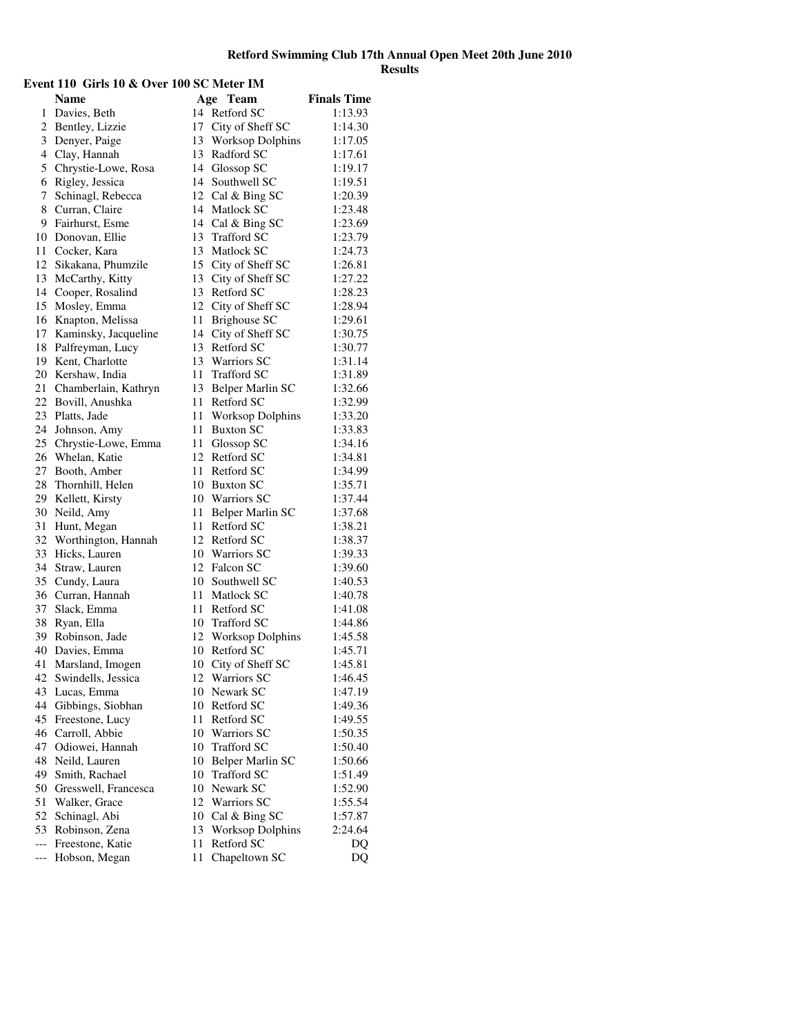# Retford Swimming Club 17th Annual Open Meet 20th June 2010

## Results

### Event 110 Girls 10 & Over 100 SC Meter IM

| | Name | Age | Team | Finals Time |
|---|---|---|---|---|
| 1 | Davies, Beth | 14 | Retford SC | 1:13.93 |
| 2 | Bentley, Lizzie | 17 | City of Sheff SC | 1:14.30 |
| 3 | Denyer, Paige | 13 | Worksop Dolphins | 1:17.05 |
| 4 | Clay, Hannah | 13 | Radford SC | 1:17.61 |
| 5 | Chrystie-Lowe, Rosa | 14 | Glossop SC | 1:19.17 |
| 6 | Rigley, Jessica | 14 | Southwell SC | 1:19.51 |
| 7 | Schinagl, Rebecca | 12 | Cal & Bing SC | 1:20.39 |
| 8 | Curran, Claire | 14 | Matlock SC | 1:23.48 |
| 9 | Fairhurst, Esme | 14 | Cal & Bing SC | 1:23.69 |
| 10 | Donovan, Ellie | 13 | Trafford SC | 1:23.79 |
| 11 | Cocker, Kara | 13 | Matlock SC | 1:24.73 |
| 12 | Sikakana, Phumzile | 15 | City of Sheff SC | 1:26.81 |
| 13 | McCarthy, Kitty | 13 | City of Sheff SC | 1:27.22 |
| 14 | Cooper, Rosalind | 13 | Retford SC | 1:28.23 |
| 15 | Mosley, Emma | 12 | City of Sheff SC | 1:28.94 |
| 16 | Knapton, Melissa | 11 | Brighouse SC | 1:29.61 |
| 17 | Kaminsky, Jacqueline | 14 | City of Sheff SC | 1:30.75 |
| 18 | Palfreyman, Lucy | 13 | Retford SC | 1:30.77 |
| 19 | Kent, Charlotte | 13 | Warriors SC | 1:31.14 |
| 20 | Kershaw, India | 11 | Trafford SC | 1:31.89 |
| 21 | Chamberlain, Kathryn | 13 | Belper Marlin SC | 1:32.66 |
| 22 | Bovill, Anushka | 11 | Retford SC | 1:32.99 |
| 23 | Platts, Jade | 11 | Worksop Dolphins | 1:33.20 |
| 24 | Johnson, Amy | 11 | Buxton SC | 1:33.83 |
| 25 | Chrystie-Lowe, Emma | 11 | Glossop SC | 1:34.16 |
| 26 | Whelan, Katie | 12 | Retford SC | 1:34.81 |
| 27 | Booth, Amber | 11 | Retford SC | 1:34.99 |
| 28 | Thornhill, Helen | 10 | Buxton SC | 1:35.71 |
| 29 | Kellett, Kirsty | 10 | Warriors SC | 1:37.44 |
| 30 | Neild, Amy | 11 | Belper Marlin SC | 1:37.68 |
| 31 | Hunt, Megan | 11 | Retford SC | 1:38.21 |
| 32 | Worthington, Hannah | 12 | Retford SC | 1:38.37 |
| 33 | Hicks, Lauren | 10 | Warriors SC | 1:39.33 |
| 34 | Straw, Lauren | 12 | Falcon SC | 1:39.60 |
| 35 | Cundy, Laura | 10 | Southwell SC | 1:40.53 |
| 36 | Curran, Hannah | 11 | Matlock SC | 1:40.78 |
| 37 | Slack, Emma | 11 | Retford SC | 1:41.08 |
| 38 | Ryan, Ella | 10 | Trafford SC | 1:44.86 |
| 39 | Robinson, Jade | 12 | Worksop Dolphins | 1:45.58 |
| 40 | Davies, Emma | 10 | Retford SC | 1:45.71 |
| 41 | Marsland, Imogen | 10 | City of Sheff SC | 1:45.81 |
| 42 | Swindells, Jessica | 12 | Warriors SC | 1:46.45 |
| 43 | Lucas, Emma | 10 | Newark SC | 1:47.19 |
| 44 | Gibbings, Siobhan | 10 | Retford SC | 1:49.36 |
| 45 | Freestone, Lucy | 11 | Retford SC | 1:49.55 |
| 46 | Carroll, Abbie | 10 | Warriors SC | 1:50.35 |
| 47 | Odiowei, Hannah | 10 | Trafford SC | 1:50.40 |
| 48 | Neild, Lauren | 10 | Belper Marlin SC | 1:50.66 |
| 49 | Smith, Rachael | 10 | Trafford SC | 1:51.49 |
| 50 | Gresswell, Francesca | 10 | Newark SC | 1:52.90 |
| 51 | Walker, Grace | 12 | Warriors SC | 1:55.54 |
| 52 | Schinagl, Abi | 10 | Cal & Bing SC | 1:57.87 |
| 53 | Robinson, Zena | 13 | Worksop Dolphins | 2:24.64 |
| --- | Freestone, Katie | 11 | Retford SC | DQ |
| --- | Hobson, Megan | 11 | Chapeltown SC | DQ |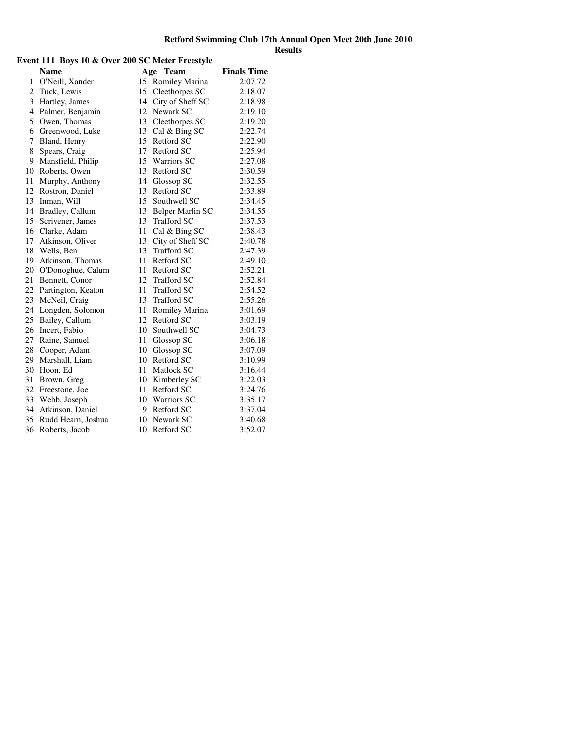**Retford Swimming Club 17th Annual Open Meet 20th June 2010**

**Results**

### Event 111 Boys 10 & Over 200 SC Meter Freestyle

| | Name | Age | Team | Finals Time |
|---|---|---|---|---|
| 1 | O'Neill, Xander | 15 | Romiley Marina | 2:07.72 |
| 2 | Tuck, Lewis | 15 | Cleethorpes SC | 2:18.07 |
| 3 | Hartley, James | 14 | City of Sheff SC | 2:18.98 |
| 4 | Palmer, Benjamin | 12 | Newark SC | 2:19.10 |
| 5 | Owen, Thomas | 13 | Cleethorpes SC | 2:19.20 |
| 6 | Greenwood, Luke | 13 | Cal & Bing SC | 2:22.74 |
| 7 | Bland, Henry | 15 | Retford SC | 2:22.90 |
| 8 | Spears, Craig | 17 | Retford SC | 2:25.94 |
| 9 | Mansfield, Philip | 15 | Warriors SC | 2:27.08 |
| 10 | Roberts, Owen | 13 | Retford SC | 2:30.59 |
| 11 | Murphy, Anthony | 14 | Glossop SC | 2:32.55 |
| 12 | Rostron, Daniel | 13 | Retford SC | 2:33.89 |
| 13 | Inman, Will | 15 | Southwell SC | 2:34.45 |
| 14 | Bradley, Callum | 13 | Belper Marlin SC | 2:34.55 |
| 15 | Scrivener, James | 13 | Trafford SC | 2:37.53 |
| 16 | Clarke, Adam | 11 | Cal & Bing SC | 2:38.43 |
| 17 | Atkinson, Oliver | 13 | City of Sheff SC | 2:40.78 |
| 18 | Wells, Ben | 13 | Trafford SC | 2:47.39 |
| 19 | Atkinson, Thomas | 11 | Retford SC | 2:49.10 |
| 20 | O'Donoghue, Calum | 11 | Retford SC | 2:52.21 |
| 21 | Bennett, Conor | 12 | Trafford SC | 2:52.84 |
| 22 | Partington, Keaton | 11 | Trafford SC | 2:54.52 |
| 23 | McNeil, Craig | 13 | Trafford SC | 2:55.26 |
| 24 | Longden, Solomon | 11 | Romiley Marina | 3:01.69 |
| 25 | Bailey, Callum | 12 | Retford SC | 3:03.19 |
| 26 | Incert, Fabio | 10 | Southwell SC | 3:04.73 |
| 27 | Raine, Samuel | 11 | Glossop SC | 3:06.18 |
| 28 | Cooper, Adam | 10 | Glossop SC | 3:07.09 |
| 29 | Marshall, Liam | 10 | Retford SC | 3:10.99 |
| 30 | Hoon, Ed | 11 | Matlock SC | 3:16.44 |
| 31 | Brown, Greg | 10 | Kimberley SC | 3:22.03 |
| 32 | Freestone, Joe | 11 | Retford SC | 3:24.76 |
| 33 | Webb, Joseph | 10 | Warriors SC | 3:35.17 |
| 34 | Atkinson, Daniel | 9 | Retford SC | 3:37.04 |
| 35 | Rudd Hearn, Joshua | 10 | Newark SC | 3:40.68 |
| 36 | Roberts, Jacob | 10 | Retford SC | 3:52.07 |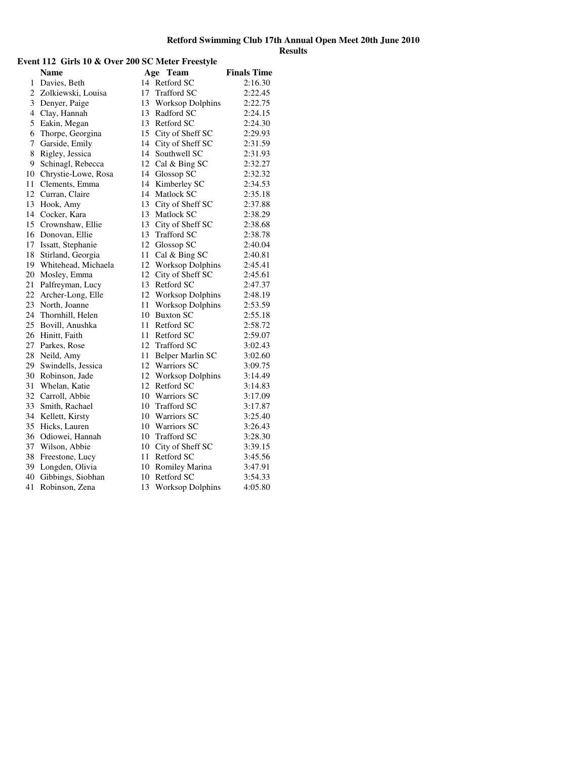**Retford Swimming Club 17th Annual Open Meet 20th June 2010**
**Results**

### Event 112 Girls 10 & Over 200 SC Meter Freestyle

| | Name | Age | Team | Finals Time |
|---|---|---|---|---|
| 1 | Davies, Beth | 14 | Retford SC | 2:16.30 |
| 2 | Zolkiewski, Louisa | 17 | Trafford SC | 2:22.45 |
| 3 | Denyer, Paige | 13 | Worksop Dolphins | 2:22.75 |
| 4 | Clay, Hannah | 13 | Radford SC | 2:24.15 |
| 5 | Eakin, Megan | 13 | Retford SC | 2:24.30 |
| 6 | Thorpe, Georgina | 15 | City of Sheff SC | 2:29.93 |
| 7 | Garside, Emily | 14 | City of Sheff SC | 2:31.59 |
| 8 | Rigley, Jessica | 14 | Southwell SC | 2:31.93 |
| 9 | Schinagl, Rebecca | 12 | Cal & Bing SC | 2:32.27 |
| 10 | Chrystie-Lowe, Rosa | 14 | Glossop SC | 2:32.32 |
| 11 | Clements, Emma | 14 | Kimberley SC | 2:34.53 |
| 12 | Curran, Claire | 14 | Matlock SC | 2:35.18 |
| 13 | Hook, Amy | 13 | City of Sheff SC | 2:37.88 |
| 14 | Cocker, Kara | 13 | Matlock SC | 2:38.29 |
| 15 | Crownshaw, Ellie | 13 | City of Sheff SC | 2:38.68 |
| 16 | Donovan, Ellie | 13 | Trafford SC | 2:38.78 |
| 17 | Issatt, Stephanie | 12 | Glossop SC | 2:40.04 |
| 18 | Stirland, Georgia | 11 | Cal & Bing SC | 2:40.81 |
| 19 | Whitehead, Michaela | 12 | Worksop Dolphins | 2:45.41 |
| 20 | Mosley, Emma | 12 | City of Sheff SC | 2:45.61 |
| 21 | Palfreyman, Lucy | 13 | Retford SC | 2:47.37 |
| 22 | Archer-Long, Elle | 12 | Worksop Dolphins | 2:48.19 |
| 23 | North, Joanne | 11 | Worksop Dolphins | 2:53.59 |
| 24 | Thornhill, Helen | 10 | Buxton SC | 2:55.18 |
| 25 | Bovill, Anushka | 11 | Retford SC | 2:58.72 |
| 26 | Hinitt, Faith | 11 | Retford SC | 2:59.07 |
| 27 | Parkes, Rose | 12 | Trafford SC | 3:02.43 |
| 28 | Neild, Amy | 11 | Belper Marlin SC | 3:02.60 |
| 29 | Swindells, Jessica | 12 | Warriors SC | 3:09.75 |
| 30 | Robinson, Jade | 12 | Worksop Dolphins | 3:14.49 |
| 31 | Whelan, Katie | 12 | Retford SC | 3:14.83 |
| 32 | Carroll, Abbie | 10 | Warriors SC | 3:17.09 |
| 33 | Smith, Rachael | 10 | Trafford SC | 3:17.87 |
| 34 | Kellett, Kirsty | 10 | Warriors SC | 3:25.40 |
| 35 | Hicks, Lauren | 10 | Warriors SC | 3:26.43 |
| 36 | Odiowei, Hannah | 10 | Trafford SC | 3:28.30 |
| 37 | Wilson, Abbie | 10 | City of Sheff SC | 3:39.15 |
| 38 | Freestone, Lucy | 11 | Retford SC | 3:45.56 |
| 39 | Longden, Olivia | 10 | Romiley Marina | 3:47.91 |
| 40 | Gibbings, Siobhan | 10 | Retford SC | 3:54.33 |
| 41 | Robinson, Zena | 13 | Worksop Dolphins | 4:05.80 |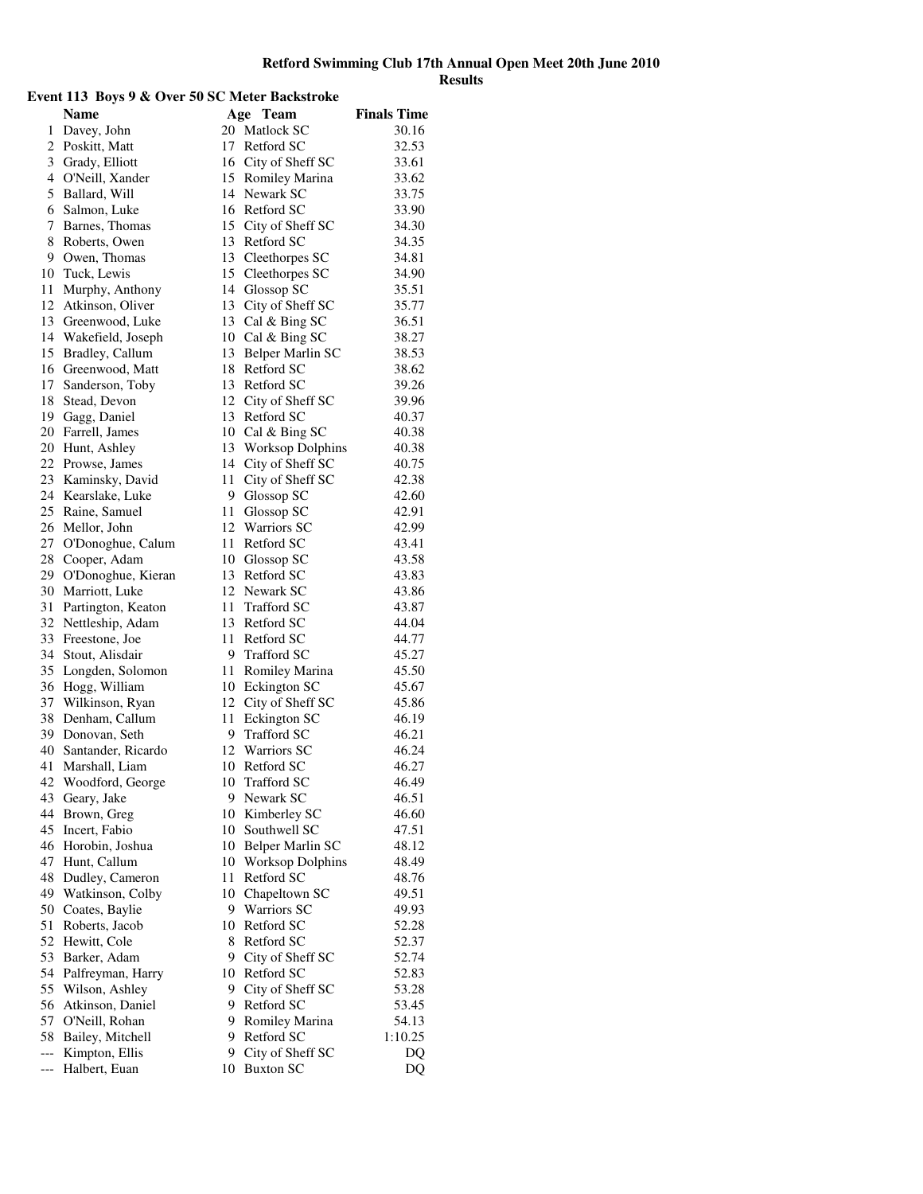# Retford Swimming Club 17th Annual Open Meet 20th June 2010

## Results

### Event 113 Boys 9 & Over 50 SC Meter Backstroke

| | Name | Age | Team | Finals Time |
|---|---|---|---|---|
| 1 | Davey, John | 20 | Matlock SC | 30.16 |
| 2 | Poskitt, Matt | 17 | Retford SC | 32.53 |
| 3 | Grady, Elliott | 16 | City of Sheff SC | 33.61 |
| 4 | O'Neill, Xander | 15 | Romiley Marina | 33.62 |
| 5 | Ballard, Will | 14 | Newark SC | 33.75 |
| 6 | Salmon, Luke | 16 | Retford SC | 33.90 |
| 7 | Barnes, Thomas | 15 | City of Sheff SC | 34.30 |
| 8 | Roberts, Owen | 13 | Retford SC | 34.35 |
| 9 | Owen, Thomas | 13 | Cleethorpes SC | 34.81 |
| 10 | Tuck, Lewis | 15 | Cleethorpes SC | 34.90 |
| 11 | Murphy, Anthony | 14 | Glossop SC | 35.51 |
| 12 | Atkinson, Oliver | 13 | City of Sheff SC | 35.77 |
| 13 | Greenwood, Luke | 13 | Cal & Bing SC | 36.51 |
| 14 | Wakefield, Joseph | 10 | Cal & Bing SC | 38.27 |
| 15 | Bradley, Callum | 13 | Belper Marlin SC | 38.53 |
| 16 | Greenwood, Matt | 18 | Retford SC | 38.62 |
| 17 | Sanderson, Toby | 13 | Retford SC | 39.26 |
| 18 | Stead, Devon | 12 | City of Sheff SC | 39.96 |
| 19 | Gagg, Daniel | 13 | Retford SC | 40.37 |
| 20 | Farrell, James | 10 | Cal & Bing SC | 40.38 |
| 20 | Hunt, Ashley | 13 | Worksop Dolphins | 40.38 |
| 22 | Prowse, James | 14 | City of Sheff SC | 40.75 |
| 23 | Kaminsky, David | 11 | City of Sheff SC | 42.38 |
| 24 | Kearslake, Luke | 9 | Glossop SC | 42.60 |
| 25 | Raine, Samuel | 11 | Glossop SC | 42.91 |
| 26 | Mellor, John | 12 | Warriors SC | 42.99 |
| 27 | O'Donoghue, Calum | 11 | Retford SC | 43.41 |
| 28 | Cooper, Adam | 10 | Glossop SC | 43.58 |
| 29 | O'Donoghue, Kieran | 13 | Retford SC | 43.83 |
| 30 | Marriott, Luke | 12 | Newark SC | 43.86 |
| 31 | Partington, Keaton | 11 | Trafford SC | 43.87 |
| 32 | Nettleship, Adam | 13 | Retford SC | 44.04 |
| 33 | Freestone, Joe | 11 | Retford SC | 44.77 |
| 34 | Stout, Alisdair | 9 | Trafford SC | 45.27 |
| 35 | Longden, Solomon | 11 | Romiley Marina | 45.50 |
| 36 | Hogg, William | 10 | Eckington SC | 45.67 |
| 37 | Wilkinson, Ryan | 12 | City of Sheff SC | 45.86 |
| 38 | Denham, Callum | 11 | Eckington SC | 46.19 |
| 39 | Donovan, Seth | 9 | Trafford SC | 46.21 |
| 40 | Santander, Ricardo | 12 | Warriors SC | 46.24 |
| 41 | Marshall, Liam | 10 | Retford SC | 46.27 |
| 42 | Woodford, George | 10 | Trafford SC | 46.49 |
| 43 | Geary, Jake | 9 | Newark SC | 46.51 |
| 44 | Brown, Greg | 10 | Kimberley SC | 46.60 |
| 45 | Incert, Fabio | 10 | Southwell SC | 47.51 |
| 46 | Horobin, Joshua | 10 | Belper Marlin SC | 48.12 |
| 47 | Hunt, Callum | 10 | Worksop Dolphins | 48.49 |
| 48 | Dudley, Cameron | 11 | Retford SC | 48.76 |
| 49 | Watkinson, Colby | 10 | Chapeltown SC | 49.51 |
| 50 | Coates, Baylie | 9 | Warriors SC | 49.93 |
| 51 | Roberts, Jacob | 10 | Retford SC | 52.28 |
| 52 | Hewitt, Cole | 8 | Retford SC | 52.37 |
| 53 | Barker, Adam | 9 | City of Sheff SC | 52.74 |
| 54 | Palfreyman, Harry | 10 | Retford SC | 52.83 |
| 55 | Wilson, Ashley | 9 | City of Sheff SC | 53.28 |
| 56 | Atkinson, Daniel | 9 | Retford SC | 53.45 |
| 57 | O'Neill, Rohan | 9 | Romiley Marina | 54.13 |
| 58 | Bailey, Mitchell | 9 | Retford SC | 1:10.25 |
| --- | Kimpton, Ellis | 9 | City of Sheff SC | DQ |
| --- | Halbert, Euan | 10 | Buxton SC | DQ |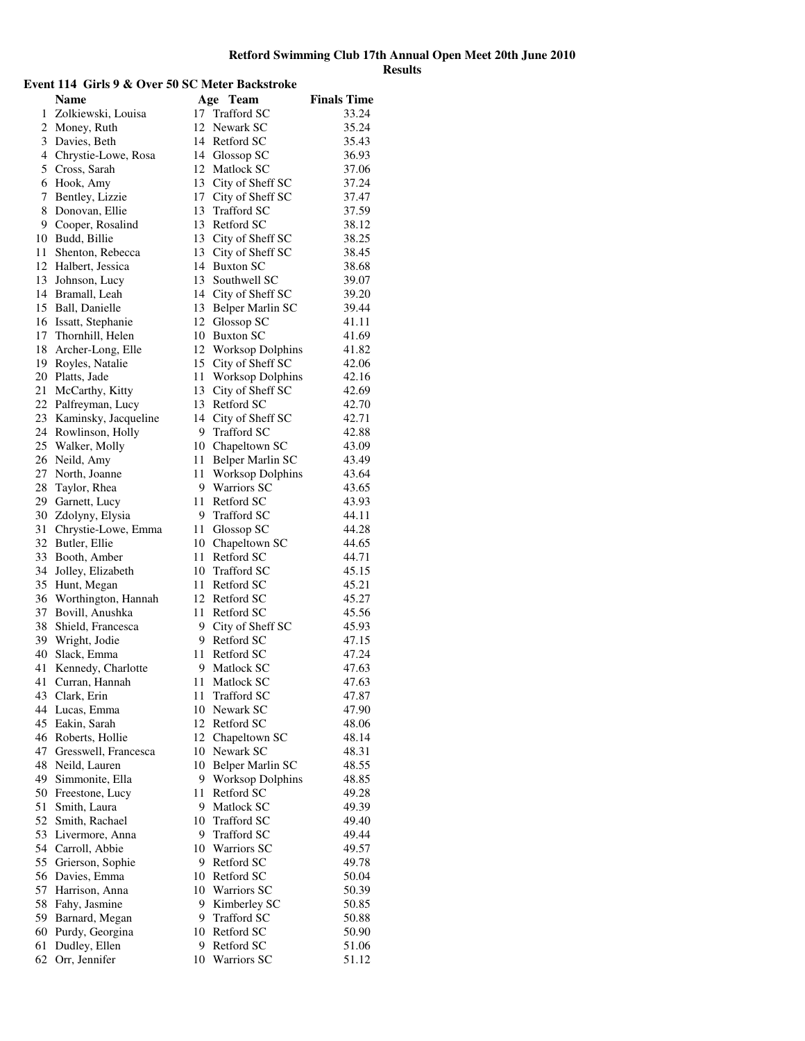# Retford Swimming Club 17th Annual Open Meet 20th June 2010

## Results

### Event 114 Girls 9 & Over 50 SC Meter Backstroke

| | Name | Age | Team | Finals Time |
|---|---|---|---|---|
| 1 | Zolkiewski, Louisa | 17 | Trafford SC | 33.24 |
| 2 | Money, Ruth | 12 | Newark SC | 35.24 |
| 3 | Davies, Beth | 14 | Retford SC | 35.43 |
| 4 | Chrystie-Lowe, Rosa | 14 | Glossop SC | 36.93 |
| 5 | Cross, Sarah | 12 | Matlock SC | 37.06 |
| 6 | Hook, Amy | 13 | City of Sheff SC | 37.24 |
| 7 | Bentley, Lizzie | 17 | City of Sheff SC | 37.47 |
| 8 | Donovan, Ellie | 13 | Trafford SC | 37.59 |
| 9 | Cooper, Rosalind | 13 | Retford SC | 38.12 |
| 10 | Budd, Billie | 13 | City of Sheff SC | 38.25 |
| 11 | Shenton, Rebecca | 13 | City of Sheff SC | 38.45 |
| 12 | Halbert, Jessica | 14 | Buxton SC | 38.68 |
| 13 | Johnson, Lucy | 13 | Southwell SC | 39.07 |
| 14 | Bramall, Leah | 14 | City of Sheff SC | 39.20 |
| 15 | Ball, Danielle | 13 | Belper Marlin SC | 39.44 |
| 16 | Issatt, Stephanie | 12 | Glossop SC | 41.11 |
| 17 | Thornhill, Helen | 10 | Buxton SC | 41.69 |
| 18 | Archer-Long, Elle | 12 | Worksop Dolphins | 41.82 |
| 19 | Royles, Natalie | 15 | City of Sheff SC | 42.06 |
| 20 | Platts, Jade | 11 | Worksop Dolphins | 42.16 |
| 21 | McCarthy, Kitty | 13 | City of Sheff SC | 42.69 |
| 22 | Palfreyman, Lucy | 13 | Retford SC | 42.70 |
| 23 | Kaminsky, Jacqueline | 14 | City of Sheff SC | 42.71 |
| 24 | Rowlinson, Holly | 9 | Trafford SC | 42.88 |
| 25 | Walker, Molly | 10 | Chapeltown SC | 43.09 |
| 26 | Neild, Amy | 11 | Belper Marlin SC | 43.49 |
| 27 | North, Joanne | 11 | Worksop Dolphins | 43.64 |
| 28 | Taylor, Rhea | 9 | Warriors SC | 43.65 |
| 29 | Garnett, Lucy | 11 | Retford SC | 43.93 |
| 30 | Zdolyny, Elysia | 9 | Trafford SC | 44.11 |
| 31 | Chrystie-Lowe, Emma | 11 | Glossop SC | 44.28 |
| 32 | Butler, Ellie | 10 | Chapeltown SC | 44.65 |
| 33 | Booth, Amber | 11 | Retford SC | 44.71 |
| 34 | Jolley, Elizabeth | 10 | Trafford SC | 45.15 |
| 35 | Hunt, Megan | 11 | Retford SC | 45.21 |
| 36 | Worthington, Hannah | 12 | Retford SC | 45.27 |
| 37 | Bovill, Anushka | 11 | Retford SC | 45.56 |
| 38 | Shield, Francesca | 9 | City of Sheff SC | 45.93 |
| 39 | Wright, Jodie | 9 | Retford SC | 47.15 |
| 40 | Slack, Emma | 11 | Retford SC | 47.24 |
| 41 | Kennedy, Charlotte | 9 | Matlock SC | 47.63 |
| 41 | Curran, Hannah | 11 | Matlock SC | 47.63 |
| 43 | Clark, Erin | 11 | Trafford SC | 47.87 |
| 44 | Lucas, Emma | 10 | Newark SC | 47.90 |
| 45 | Eakin, Sarah | 12 | Retford SC | 48.06 |
| 46 | Roberts, Hollie | 12 | Chapeltown SC | 48.14 |
| 47 | Gresswell, Francesca | 10 | Newark SC | 48.31 |
| 48 | Neild, Lauren | 10 | Belper Marlin SC | 48.55 |
| 49 | Simmonite, Ella | 9 | Worksop Dolphins | 48.85 |
| 50 | Freestone, Lucy | 11 | Retford SC | 49.28 |
| 51 | Smith, Laura | 9 | Matlock SC | 49.39 |
| 52 | Smith, Rachael | 10 | Trafford SC | 49.40 |
| 53 | Livermore, Anna | 9 | Trafford SC | 49.44 |
| 54 | Carroll, Abbie | 10 | Warriors SC | 49.57 |
| 55 | Grierson, Sophie | 9 | Retford SC | 49.78 |
| 56 | Davies, Emma | 10 | Retford SC | 50.04 |
| 57 | Harrison, Anna | 10 | Warriors SC | 50.39 |
| 58 | Fahy, Jasmine | 9 | Kimberley SC | 50.85 |
| 59 | Barnard, Megan | 9 | Trafford SC | 50.88 |
| 60 | Purdy, Georgina | 10 | Retford SC | 50.90 |
| 61 | Dudley, Ellen | 9 | Retford SC | 51.06 |
| 62 | Orr, Jennifer | 10 | Warriors SC | 51.12 |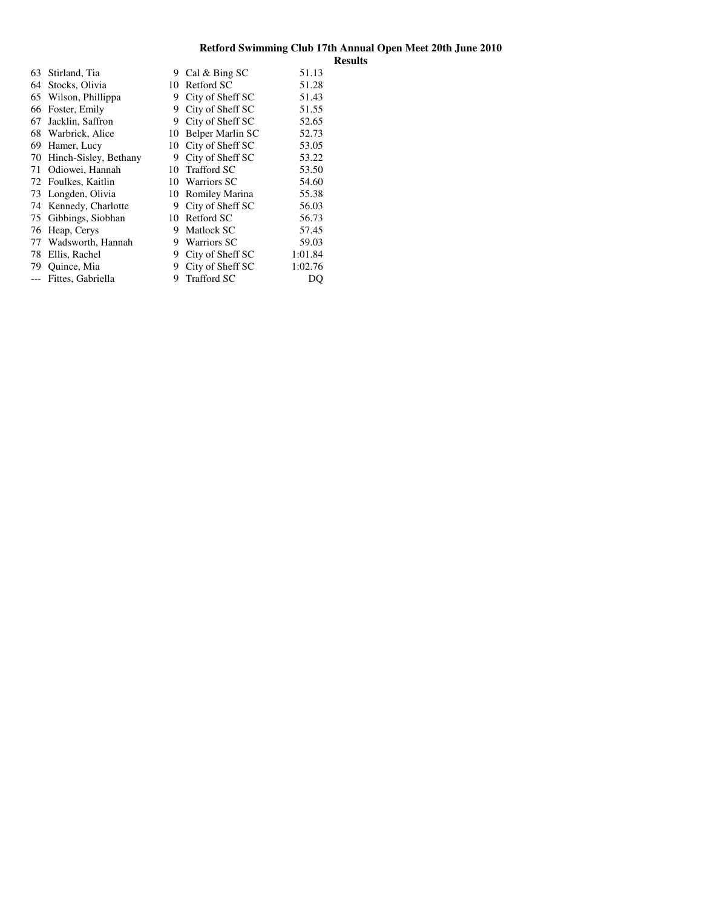**Retford Swimming Club 17th Annual Open Meet 20th June 2010**

**Results**

| | | | | |
|---|---|---|---|---|
| 63 | Stirland, Tia | 9 | Cal & Bing SC | 51.13 |
| 64 | Stocks, Olivia | 10 | Retford SC | 51.28 |
| 65 | Wilson, Phillippa | 9 | City of Sheff SC | 51.43 |
| 66 | Foster, Emily | 9 | City of Sheff SC | 51.55 |
| 67 | Jacklin, Saffron | 9 | City of Sheff SC | 52.65 |
| 68 | Warbrick, Alice | 10 | Belper Marlin SC | 52.73 |
| 69 | Hamer, Lucy | 10 | City of Sheff SC | 53.05 |
| 70 | Hinch-Sisley, Bethany | 9 | City of Sheff SC | 53.22 |
| 71 | Odiowei, Hannah | 10 | Trafford SC | 53.50 |
| 72 | Foulkes, Kaitlin | 10 | Warriors SC | 54.60 |
| 73 | Longden, Olivia | 10 | Romiley Marina | 55.38 |
| 74 | Kennedy, Charlotte | 9 | City of Sheff SC | 56.03 |
| 75 | Gibbings, Siobhan | 10 | Retford SC | 56.73 |
| 76 | Heap, Cerys | 9 | Matlock SC | 57.45 |
| 77 | Wadsworth, Hannah | 9 | Warriors SC | 59.03 |
| 78 | Ellis, Rachel | 9 | City of Sheff SC | 1:01.84 |
| 79 | Quince, Mia | 9 | City of Sheff SC | 1:02.76 |
| --- | Fittes, Gabriella | 9 | Trafford SC | DQ |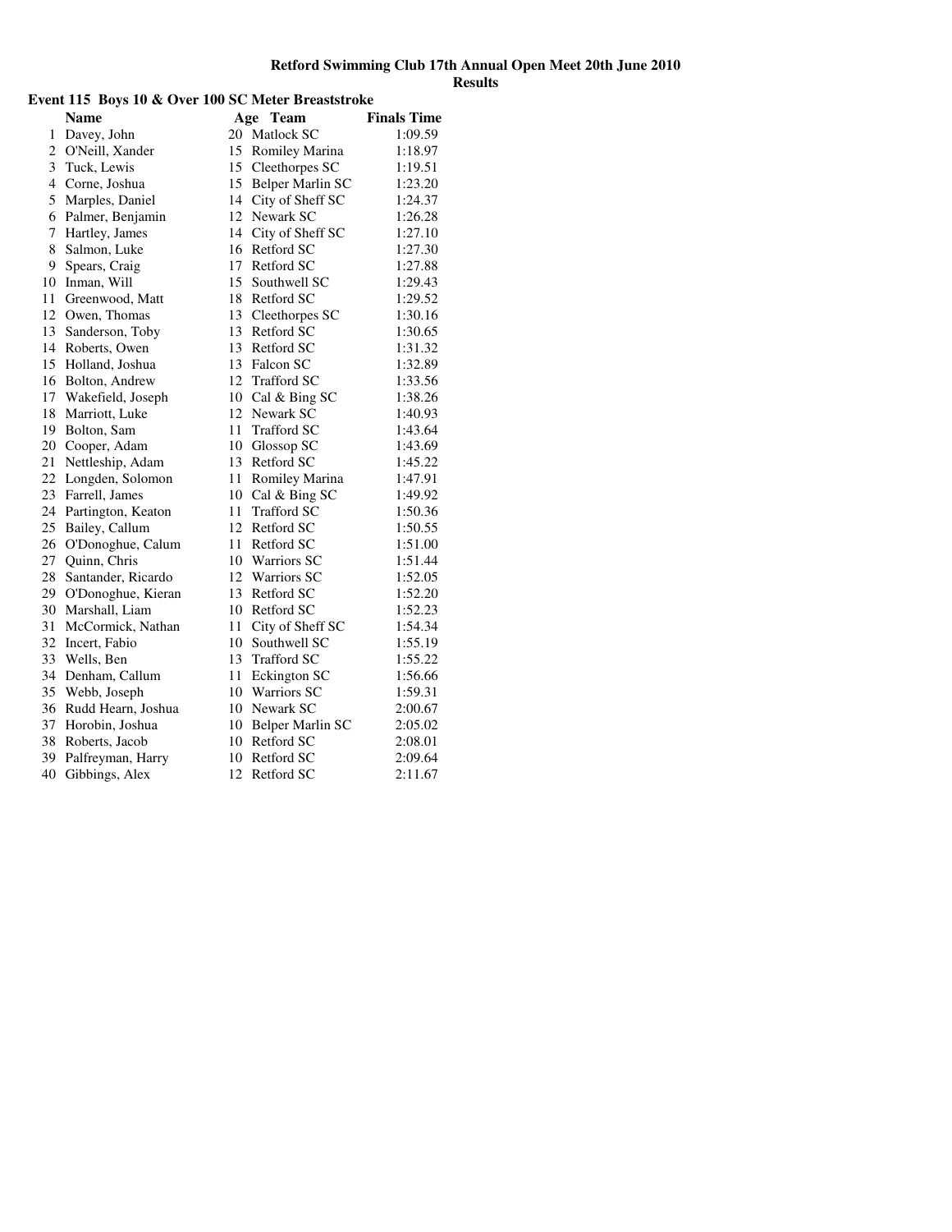**Retford Swimming Club 17th Annual Open Meet 20th June 2010**

**Results**

### Event 115 Boys 10 & Over 100 SC Meter Breaststroke

| | Name | Age | Team | Finals Time |
|---|---|---|---|---|
| 1 | Davey, John | 20 | Matlock SC | 1:09.59 |
| 2 | O'Neill, Xander | 15 | Romiley Marina | 1:18.97 |
| 3 | Tuck, Lewis | 15 | Cleethorpes SC | 1:19.51 |
| 4 | Corne, Joshua | 15 | Belper Marlin SC | 1:23.20 |
| 5 | Marples, Daniel | 14 | City of Sheff SC | 1:24.37 |
| 6 | Palmer, Benjamin | 12 | Newark SC | 1:26.28 |
| 7 | Hartley, James | 14 | City of Sheff SC | 1:27.10 |
| 8 | Salmon, Luke | 16 | Retford SC | 1:27.30 |
| 9 | Spears, Craig | 17 | Retford SC | 1:27.88 |
| 10 | Inman, Will | 15 | Southwell SC | 1:29.43 |
| 11 | Greenwood, Matt | 18 | Retford SC | 1:29.52 |
| 12 | Owen, Thomas | 13 | Cleethorpes SC | 1:30.16 |
| 13 | Sanderson, Toby | 13 | Retford SC | 1:30.65 |
| 14 | Roberts, Owen | 13 | Retford SC | 1:31.32 |
| 15 | Holland, Joshua | 13 | Falcon SC | 1:32.89 |
| 16 | Bolton, Andrew | 12 | Trafford SC | 1:33.56 |
| 17 | Wakefield, Joseph | 10 | Cal & Bing SC | 1:38.26 |
| 18 | Marriott, Luke | 12 | Newark SC | 1:40.93 |
| 19 | Bolton, Sam | 11 | Trafford SC | 1:43.64 |
| 20 | Cooper, Adam | 10 | Glossop SC | 1:43.69 |
| 21 | Nettleship, Adam | 13 | Retford SC | 1:45.22 |
| 22 | Longden, Solomon | 11 | Romiley Marina | 1:47.91 |
| 23 | Farrell, James | 10 | Cal & Bing SC | 1:49.92 |
| 24 | Partington, Keaton | 11 | Trafford SC | 1:50.36 |
| 25 | Bailey, Callum | 12 | Retford SC | 1:50.55 |
| 26 | O'Donoghue, Calum | 11 | Retford SC | 1:51.00 |
| 27 | Quinn, Chris | 10 | Warriors SC | 1:51.44 |
| 28 | Santander, Ricardo | 12 | Warriors SC | 1:52.05 |
| 29 | O'Donoghue, Kieran | 13 | Retford SC | 1:52.20 |
| 30 | Marshall, Liam | 10 | Retford SC | 1:52.23 |
| 31 | McCormick, Nathan | 11 | City of Sheff SC | 1:54.34 |
| 32 | Incert, Fabio | 10 | Southwell SC | 1:55.19 |
| 33 | Wells, Ben | 13 | Trafford SC | 1:55.22 |
| 34 | Denham, Callum | 11 | Eckington SC | 1:56.66 |
| 35 | Webb, Joseph | 10 | Warriors SC | 1:59.31 |
| 36 | Rudd Hearn, Joshua | 10 | Newark SC | 2:00.67 |
| 37 | Horobin, Joshua | 10 | Belper Marlin SC | 2:05.02 |
| 38 | Roberts, Jacob | 10 | Retford SC | 2:08.01 |
| 39 | Palfreyman, Harry | 10 | Retford SC | 2:09.64 |
| 40 | Gibbings, Alex | 12 | Retford SC | 2:11.67 |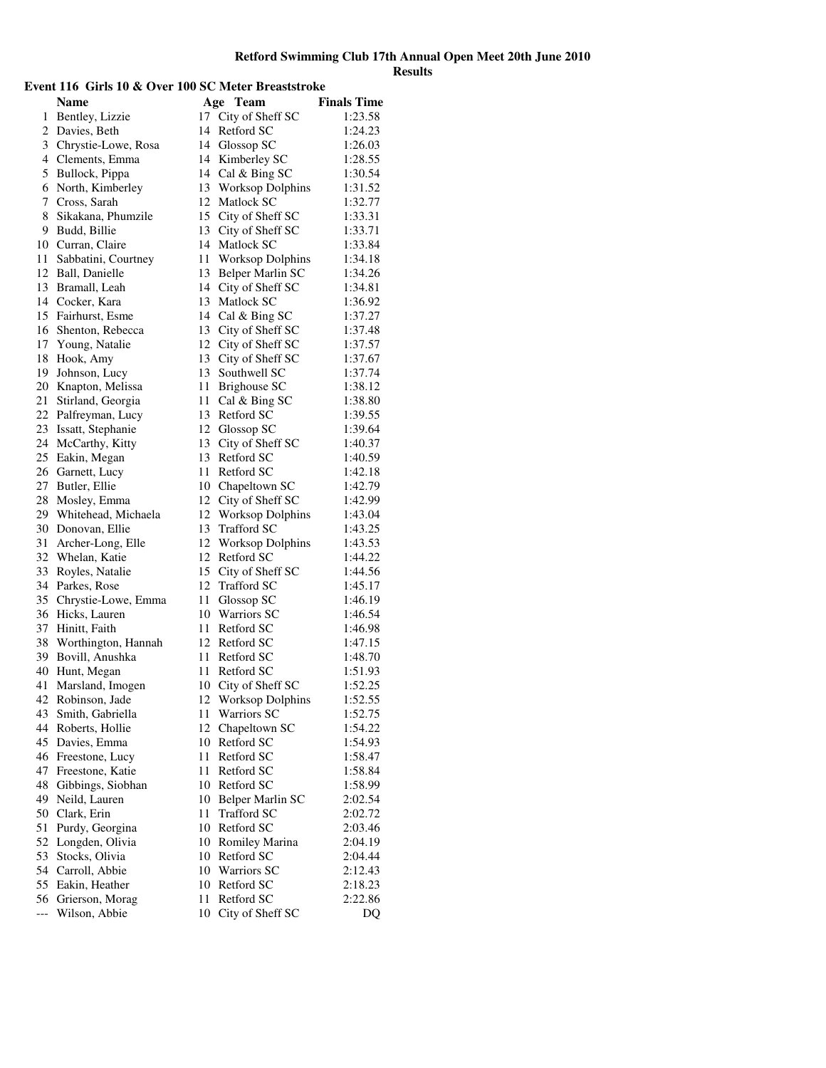# Retford Swimming Club 17th Annual Open Meet 20th June 2010

## Results

### Event 116 Girls 10 & Over 100 SC Meter Breaststroke

| | Name | Age | Team | Finals Time |
|---|---|---|---|---|
| 1 | Bentley, Lizzie | 17 | City of Sheff SC | 1:23.58 |
| 2 | Davies, Beth | 14 | Retford SC | 1:24.23 |
| 3 | Chrystie-Lowe, Rosa | 14 | Glossop SC | 1:26.03 |
| 4 | Clements, Emma | 14 | Kimberley SC | 1:28.55 |
| 5 | Bullock, Pippa | 14 | Cal & Bing SC | 1:30.54 |
| 6 | North, Kimberley | 13 | Worksop Dolphins | 1:31.52 |
| 7 | Cross, Sarah | 12 | Matlock SC | 1:32.77 |
| 8 | Sikakana, Phumzile | 15 | City of Sheff SC | 1:33.31 |
| 9 | Budd, Billie | 13 | City of Sheff SC | 1:33.71 |
| 10 | Curran, Claire | 14 | Matlock SC | 1:33.84 |
| 11 | Sabbatini, Courtney | 11 | Worksop Dolphins | 1:34.18 |
| 12 | Ball, Danielle | 13 | Belper Marlin SC | 1:34.26 |
| 13 | Bramall, Leah | 14 | City of Sheff SC | 1:34.81 |
| 14 | Cocker, Kara | 13 | Matlock SC | 1:36.92 |
| 15 | Fairhurst, Esme | 14 | Cal & Bing SC | 1:37.27 |
| 16 | Shenton, Rebecca | 13 | City of Sheff SC | 1:37.48 |
| 17 | Young, Natalie | 12 | City of Sheff SC | 1:37.57 |
| 18 | Hook, Amy | 13 | City of Sheff SC | 1:37.67 |
| 19 | Johnson, Lucy | 13 | Southwell SC | 1:37.74 |
| 20 | Knapton, Melissa | 11 | Brighouse SC | 1:38.12 |
| 21 | Stirland, Georgia | 11 | Cal & Bing SC | 1:38.80 |
| 22 | Palfreyman, Lucy | 13 | Retford SC | 1:39.55 |
| 23 | Issatt, Stephanie | 12 | Glossop SC | 1:39.64 |
| 24 | McCarthy, Kitty | 13 | City of Sheff SC | 1:40.37 |
| 25 | Eakin, Megan | 13 | Retford SC | 1:40.59 |
| 26 | Garnett, Lucy | 11 | Retford SC | 1:42.18 |
| 27 | Butler, Ellie | 10 | Chapeltown SC | 1:42.79 |
| 28 | Mosley, Emma | 12 | City of Sheff SC | 1:42.99 |
| 29 | Whitehead, Michaela | 12 | Worksop Dolphins | 1:43.04 |
| 30 | Donovan, Ellie | 13 | Trafford SC | 1:43.25 |
| 31 | Archer-Long, Elle | 12 | Worksop Dolphins | 1:43.53 |
| 32 | Whelan, Katie | 12 | Retford SC | 1:44.22 |
| 33 | Royles, Natalie | 15 | City of Sheff SC | 1:44.56 |
| 34 | Parkes, Rose | 12 | Trafford SC | 1:45.17 |
| 35 | Chrystie-Lowe, Emma | 11 | Glossop SC | 1:46.19 |
| 36 | Hicks, Lauren | 10 | Warriors SC | 1:46.54 |
| 37 | Hinitt, Faith | 11 | Retford SC | 1:46.98 |
| 38 | Worthington, Hannah | 12 | Retford SC | 1:47.15 |
| 39 | Bovill, Anushka | 11 | Retford SC | 1:48.70 |
| 40 | Hunt, Megan | 11 | Retford SC | 1:51.93 |
| 41 | Marsland, Imogen | 10 | City of Sheff SC | 1:52.25 |
| 42 | Robinson, Jade | 12 | Worksop Dolphins | 1:52.55 |
| 43 | Smith, Gabriella | 11 | Warriors SC | 1:52.75 |
| 44 | Roberts, Hollie | 12 | Chapeltown SC | 1:54.22 |
| 45 | Davies, Emma | 10 | Retford SC | 1:54.93 |
| 46 | Freestone, Lucy | 11 | Retford SC | 1:58.47 |
| 47 | Freestone, Katie | 11 | Retford SC | 1:58.84 |
| 48 | Gibbings, Siobhan | 10 | Retford SC | 1:58.99 |
| 49 | Neild, Lauren | 10 | Belper Marlin SC | 2:02.54 |
| 50 | Clark, Erin | 11 | Trafford SC | 2:02.72 |
| 51 | Purdy, Georgina | 10 | Retford SC | 2:03.46 |
| 52 | Longden, Olivia | 10 | Romiley Marina | 2:04.19 |
| 53 | Stocks, Olivia | 10 | Retford SC | 2:04.44 |
| 54 | Carroll, Abbie | 10 | Warriors SC | 2:12.43 |
| 55 | Eakin, Heather | 10 | Retford SC | 2:18.23 |
| 56 | Grierson, Morag | 11 | Retford SC | 2:22.86 |
| --- | Wilson, Abbie | 10 | City of Sheff SC | DQ |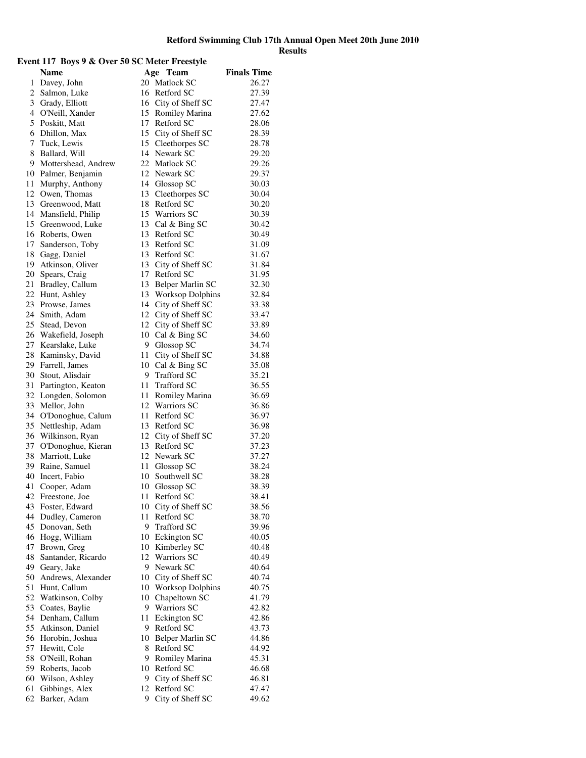**Retford Swimming Club 17th Annual Open Meet 20th June 2010**
**Results**

### Event 117 Boys 9 & Over 50 SC Meter Freestyle

| | Name | Age | Team | Finals Time |
|---|---|---|---|---|
| 1 | Davey, John | 20 | Matlock SC | 26.27 |
| 2 | Salmon, Luke | 16 | Retford SC | 27.39 |
| 3 | Grady, Elliott | 16 | City of Sheff SC | 27.47 |
| 4 | O'Neill, Xander | 15 | Romiley Marina | 27.62 |
| 5 | Poskitt, Matt | 17 | Retford SC | 28.06 |
| 6 | Dhillon, Max | 15 | City of Sheff SC | 28.39 |
| 7 | Tuck, Lewis | 15 | Cleethorpes SC | 28.78 |
| 8 | Ballard, Will | 14 | Newark SC | 29.20 |
| 9 | Mottershead, Andrew | 22 | Matlock SC | 29.26 |
| 10 | Palmer, Benjamin | 12 | Newark SC | 29.37 |
| 11 | Murphy, Anthony | 14 | Glossop SC | 30.03 |
| 12 | Owen, Thomas | 13 | Cleethorpes SC | 30.04 |
| 13 | Greenwood, Matt | 18 | Retford SC | 30.20 |
| 14 | Mansfield, Philip | 15 | Warriors SC | 30.39 |
| 15 | Greenwood, Luke | 13 | Cal & Bing SC | 30.42 |
| 16 | Roberts, Owen | 13 | Retford SC | 30.49 |
| 17 | Sanderson, Toby | 13 | Retford SC | 31.09 |
| 18 | Gagg, Daniel | 13 | Retford SC | 31.67 |
| 19 | Atkinson, Oliver | 13 | City of Sheff SC | 31.84 |
| 20 | Spears, Craig | 17 | Retford SC | 31.95 |
| 21 | Bradley, Callum | 13 | Belper Marlin SC | 32.30 |
| 22 | Hunt, Ashley | 13 | Worksop Dolphins | 32.84 |
| 23 | Prowse, James | 14 | City of Sheff SC | 33.38 |
| 24 | Smith, Adam | 12 | City of Sheff SC | 33.47 |
| 25 | Stead, Devon | 12 | City of Sheff SC | 33.89 |
| 26 | Wakefield, Joseph | 10 | Cal & Bing SC | 34.60 |
| 27 | Kearslake, Luke | 9 | Glossop SC | 34.74 |
| 28 | Kaminsky, David | 11 | City of Sheff SC | 34.88 |
| 29 | Farrell, James | 10 | Cal & Bing SC | 35.08 |
| 30 | Stout, Alisdair | 9 | Trafford SC | 35.21 |
| 31 | Partington, Keaton | 11 | Trafford SC | 36.55 |
| 32 | Longden, Solomon | 11 | Romiley Marina | 36.69 |
| 33 | Mellor, John | 12 | Warriors SC | 36.86 |
| 34 | O'Donoghue, Calum | 11 | Retford SC | 36.97 |
| 35 | Nettleship, Adam | 13 | Retford SC | 36.98 |
| 36 | Wilkinson, Ryan | 12 | City of Sheff SC | 37.20 |
| 37 | O'Donoghue, Kieran | 13 | Retford SC | 37.23 |
| 38 | Marriott, Luke | 12 | Newark SC | 37.27 |
| 39 | Raine, Samuel | 11 | Glossop SC | 38.24 |
| 40 | Incert, Fabio | 10 | Southwell SC | 38.28 |
| 41 | Cooper, Adam | 10 | Glossop SC | 38.39 |
| 42 | Freestone, Joe | 11 | Retford SC | 38.41 |
| 43 | Foster, Edward | 10 | City of Sheff SC | 38.56 |
| 44 | Dudley, Cameron | 11 | Retford SC | 38.70 |
| 45 | Donovan, Seth | 9 | Trafford SC | 39.96 |
| 46 | Hogg, William | 10 | Eckington SC | 40.05 |
| 47 | Brown, Greg | 10 | Kimberley SC | 40.48 |
| 48 | Santander, Ricardo | 12 | Warriors SC | 40.49 |
| 49 | Geary, Jake | 9 | Newark SC | 40.64 |
| 50 | Andrews, Alexander | 10 | City of Sheff SC | 40.74 |
| 51 | Hunt, Callum | 10 | Worksop Dolphins | 40.75 |
| 52 | Watkinson, Colby | 10 | Chapeltown SC | 41.79 |
| 53 | Coates, Baylie | 9 | Warriors SC | 42.82 |
| 54 | Denham, Callum | 11 | Eckington SC | 42.86 |
| 55 | Atkinson, Daniel | 9 | Retford SC | 43.73 |
| 56 | Horobin, Joshua | 10 | Belper Marlin SC | 44.86 |
| 57 | Hewitt, Cole | 8 | Retford SC | 44.92 |
| 58 | O'Neill, Rohan | 9 | Romiley Marina | 45.31 |
| 59 | Roberts, Jacob | 10 | Retford SC | 46.68 |
| 60 | Wilson, Ashley | 9 | City of Sheff SC | 46.81 |
| 61 | Gibbings, Alex | 12 | Retford SC | 47.47 |
| 62 | Barker, Adam | 9 | City of Sheff SC | 49.62 |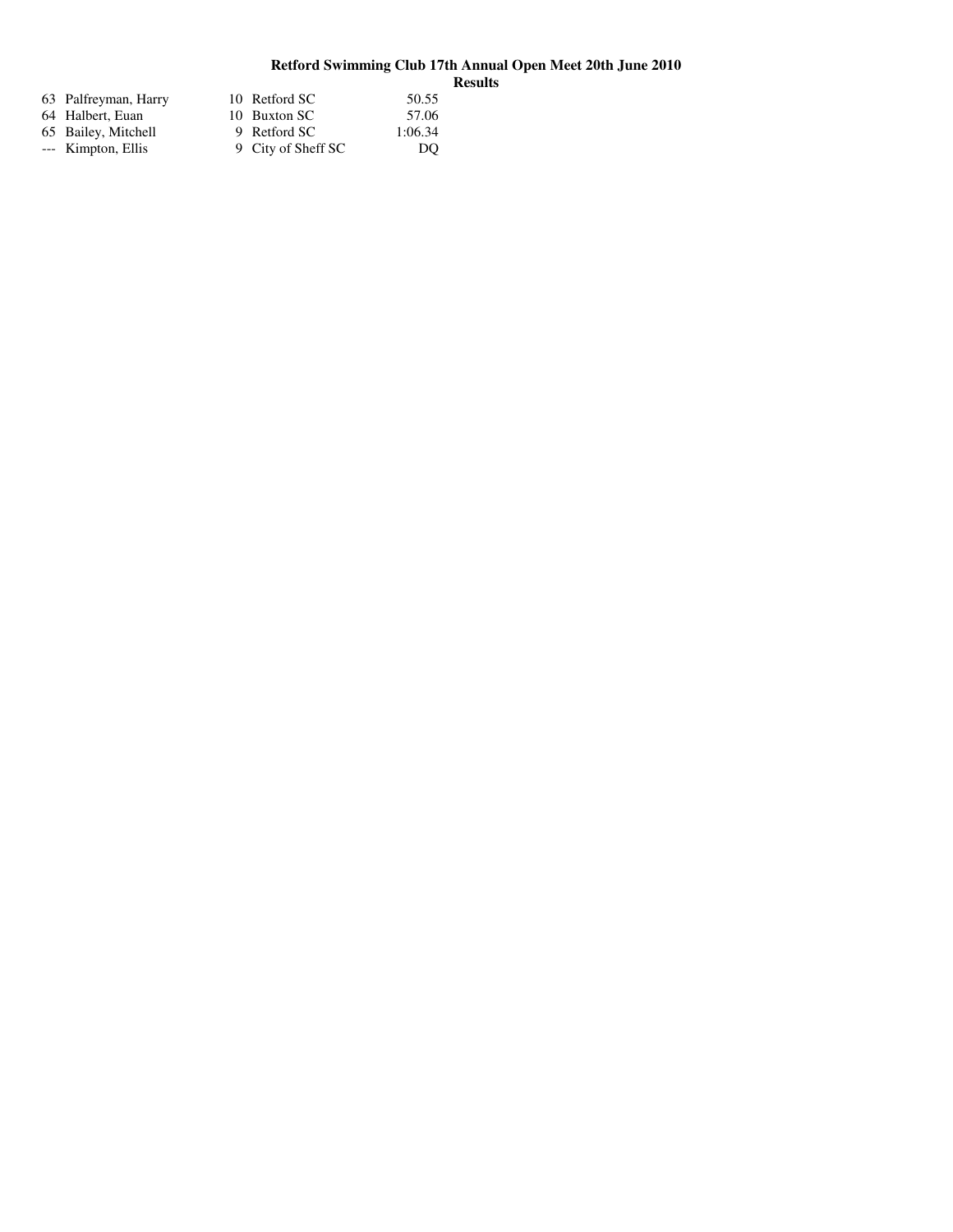**Retford Swimming Club 17th Annual Open Meet 20th June 2010**

**Results**

| Place | Name | Age | Club | Time |
|---|---|---|---|---|
| 63 | Palfreyman, Harry | 10 | Retford SC | 50.55 |
| 64 | Halbert, Euan | 10 | Buxton SC | 57.06 |
| 65 | Bailey, Mitchell | 9 | Retford SC | 1:06.34 |
| --- | Kimpton, Ellis | 9 | City of Sheff SC | DQ |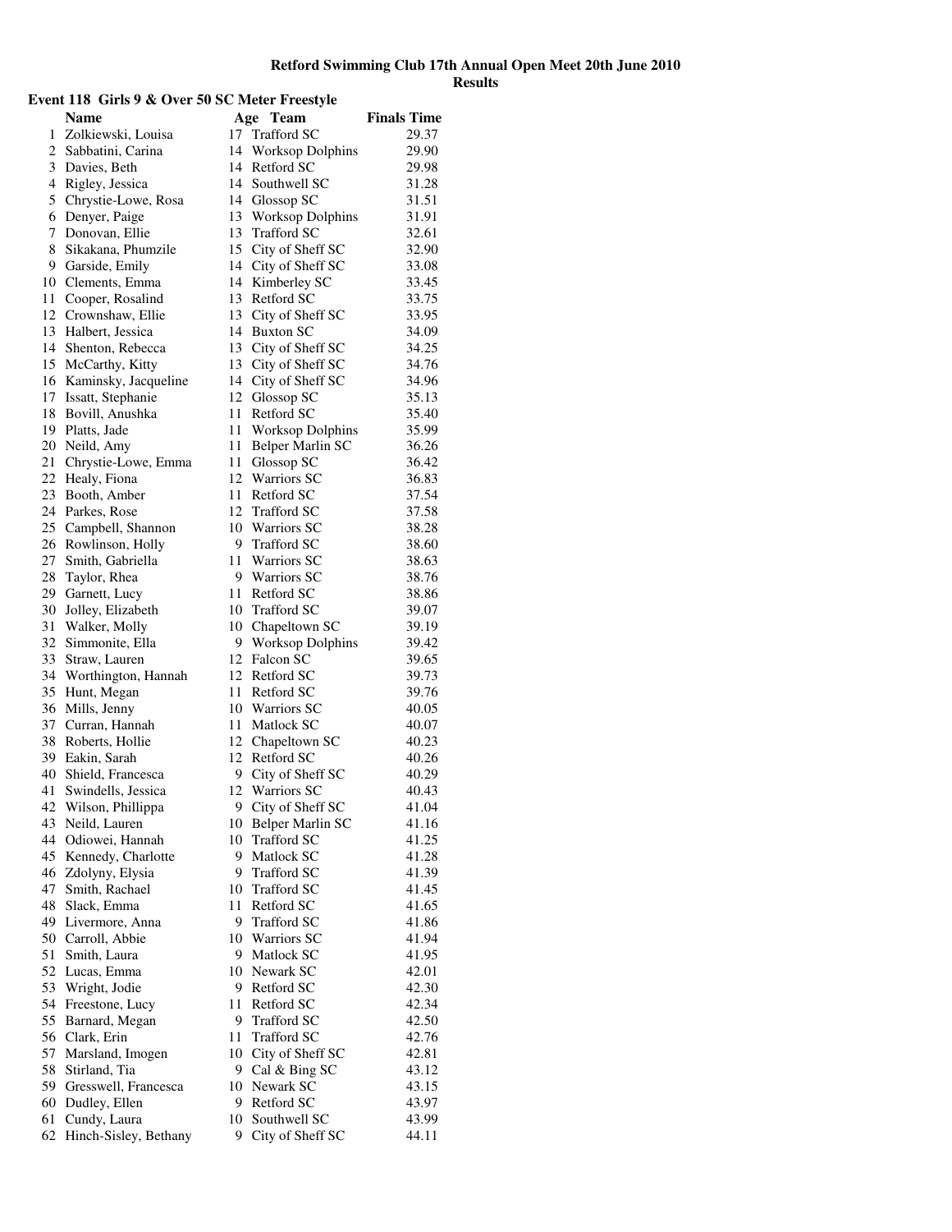# Retford Swimming Club 17th Annual Open Meet 20th June 2010

## Results

### Event 118 Girls 9 & Over 50 SC Meter Freestyle

| | Name | Age | Team | Finals Time |
|---|---|---|---|---|
| 1 | Zolkiewski, Louisa | 17 | Trafford SC | 29.37 |
| 2 | Sabbatini, Carina | 14 | Worksop Dolphins | 29.90 |
| 3 | Davies, Beth | 14 | Retford SC | 29.98 |
| 4 | Rigley, Jessica | 14 | Southwell SC | 31.28 |
| 5 | Chrystie-Lowe, Rosa | 14 | Glossop SC | 31.51 |
| 6 | Denyer, Paige | 13 | Worksop Dolphins | 31.91 |
| 7 | Donovan, Ellie | 13 | Trafford SC | 32.61 |
| 8 | Sikakana, Phumzile | 15 | City of Sheff SC | 32.90 |
| 9 | Garside, Emily | 14 | City of Sheff SC | 33.08 |
| 10 | Clements, Emma | 14 | Kimberley SC | 33.45 |
| 11 | Cooper, Rosalind | 13 | Retford SC | 33.75 |
| 12 | Crownshaw, Ellie | 13 | City of Sheff SC | 33.95 |
| 13 | Halbert, Jessica | 14 | Buxton SC | 34.09 |
| 14 | Shenton, Rebecca | 13 | City of Sheff SC | 34.25 |
| 15 | McCarthy, Kitty | 13 | City of Sheff SC | 34.76 |
| 16 | Kaminsky, Jacqueline | 14 | City of Sheff SC | 34.96 |
| 17 | Issatt, Stephanie | 12 | Glossop SC | 35.13 |
| 18 | Bovill, Anushka | 11 | Retford SC | 35.40 |
| 19 | Platts, Jade | 11 | Worksop Dolphins | 35.99 |
| 20 | Neild, Amy | 11 | Belper Marlin SC | 36.26 |
| 21 | Chrystie-Lowe, Emma | 11 | Glossop SC | 36.42 |
| 22 | Healy, Fiona | 12 | Warriors SC | 36.83 |
| 23 | Booth, Amber | 11 | Retford SC | 37.54 |
| 24 | Parkes, Rose | 12 | Trafford SC | 37.58 |
| 25 | Campbell, Shannon | 10 | Warriors SC | 38.28 |
| 26 | Rowlinson, Holly | 9 | Trafford SC | 38.60 |
| 27 | Smith, Gabriella | 11 | Warriors SC | 38.63 |
| 28 | Taylor, Rhea | 9 | Warriors SC | 38.76 |
| 29 | Garnett, Lucy | 11 | Retford SC | 38.86 |
| 30 | Jolley, Elizabeth | 10 | Trafford SC | 39.07 |
| 31 | Walker, Molly | 10 | Chapeltown SC | 39.19 |
| 32 | Simmonite, Ella | 9 | Worksop Dolphins | 39.42 |
| 33 | Straw, Lauren | 12 | Falcon SC | 39.65 |
| 34 | Worthington, Hannah | 12 | Retford SC | 39.73 |
| 35 | Hunt, Megan | 11 | Retford SC | 39.76 |
| 36 | Mills, Jenny | 10 | Warriors SC | 40.05 |
| 37 | Curran, Hannah | 11 | Matlock SC | 40.07 |
| 38 | Roberts, Hollie | 12 | Chapeltown SC | 40.23 |
| 39 | Eakin, Sarah | 12 | Retford SC | 40.26 |
| 40 | Shield, Francesca | 9 | City of Sheff SC | 40.29 |
| 41 | Swindells, Jessica | 12 | Warriors SC | 40.43 |
| 42 | Wilson, Phillippa | 9 | City of Sheff SC | 41.04 |
| 43 | Neild, Lauren | 10 | Belper Marlin SC | 41.16 |
| 44 | Odiowei, Hannah | 10 | Trafford SC | 41.25 |
| 45 | Kennedy, Charlotte | 9 | Matlock SC | 41.28 |
| 46 | Zdolyny, Elysia | 9 | Trafford SC | 41.39 |
| 47 | Smith, Rachael | 10 | Trafford SC | 41.45 |
| 48 | Slack, Emma | 11 | Retford SC | 41.65 |
| 49 | Livermore, Anna | 9 | Trafford SC | 41.86 |
| 50 | Carroll, Abbie | 10 | Warriors SC | 41.94 |
| 51 | Smith, Laura | 9 | Matlock SC | 41.95 |
| 52 | Lucas, Emma | 10 | Newark SC | 42.01 |
| 53 | Wright, Jodie | 9 | Retford SC | 42.30 |
| 54 | Freestone, Lucy | 11 | Retford SC | 42.34 |
| 55 | Barnard, Megan | 9 | Trafford SC | 42.50 |
| 56 | Clark, Erin | 11 | Trafford SC | 42.76 |
| 57 | Marsland, Imogen | 10 | City of Sheff SC | 42.81 |
| 58 | Stirland, Tia | 9 | Cal & Bing SC | 43.12 |
| 59 | Gresswell, Francesca | 10 | Newark SC | 43.15 |
| 60 | Dudley, Ellen | 9 | Retford SC | 43.97 |
| 61 | Cundy, Laura | 10 | Southwell SC | 43.99 |
| 62 | Hinch-Sisley, Bethany | 9 | City of Sheff SC | 44.11 |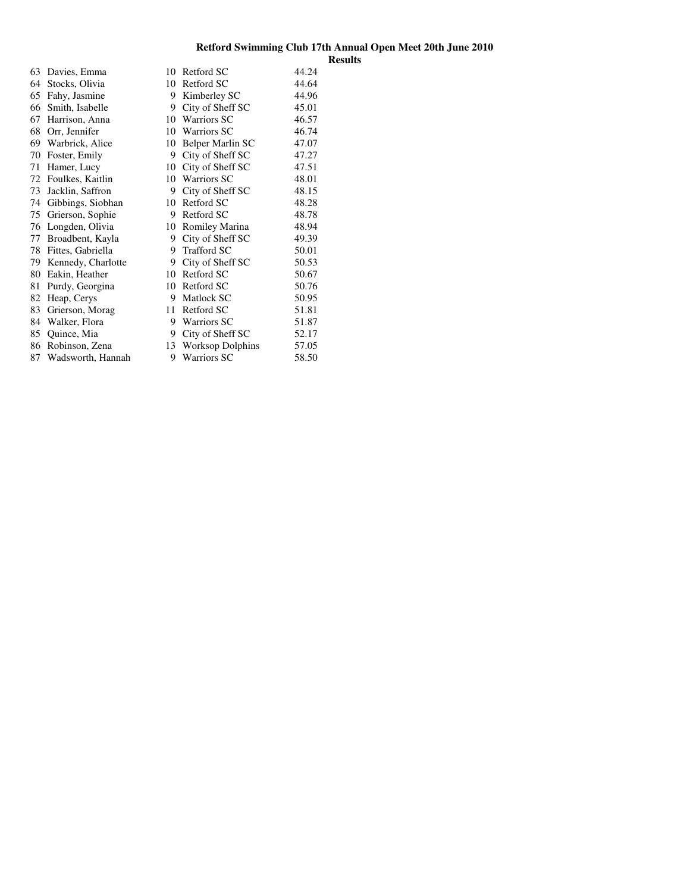**Retford Swimming Club 17th Annual Open Meet 20th June 2010**

**Results**

| | | | | |
|---|---|---|---|---|
| 63 | Davies, Emma | 10 | Retford SC | 44.24 |
| 64 | Stocks, Olivia | 10 | Retford SC | 44.64 |
| 65 | Fahy, Jasmine | 9 | Kimberley SC | 44.96 |
| 66 | Smith, Isabelle | 9 | City of Sheff SC | 45.01 |
| 67 | Harrison, Anna | 10 | Warriors SC | 46.57 |
| 68 | Orr, Jennifer | 10 | Warriors SC | 46.74 |
| 69 | Warbrick, Alice | 10 | Belper Marlin SC | 47.07 |
| 70 | Foster, Emily | 9 | City of Sheff SC | 47.27 |
| 71 | Hamer, Lucy | 10 | City of Sheff SC | 47.51 |
| 72 | Foulkes, Kaitlin | 10 | Warriors SC | 48.01 |
| 73 | Jacklin, Saffron | 9 | City of Sheff SC | 48.15 |
| 74 | Gibbings, Siobhan | 10 | Retford SC | 48.28 |
| 75 | Grierson, Sophie | 9 | Retford SC | 48.78 |
| 76 | Longden, Olivia | 10 | Romiley Marina | 48.94 |
| 77 | Broadbent, Kayla | 9 | City of Sheff SC | 49.39 |
| 78 | Fittes, Gabriella | 9 | Trafford SC | 50.01 |
| 79 | Kennedy, Charlotte | 9 | City of Sheff SC | 50.53 |
| 80 | Eakin, Heather | 10 | Retford SC | 50.67 |
| 81 | Purdy, Georgina | 10 | Retford SC | 50.76 |
| 82 | Heap, Cerys | 9 | Matlock SC | 50.95 |
| 83 | Grierson, Morag | 11 | Retford SC | 51.81 |
| 84 | Walker, Flora | 9 | Warriors SC | 51.87 |
| 85 | Quince, Mia | 9 | City of Sheff SC | 52.17 |
| 86 | Robinson, Zena | 13 | Worksop Dolphins | 57.05 |
| 87 | Wadsworth, Hannah | 9 | Warriors SC | 58.50 |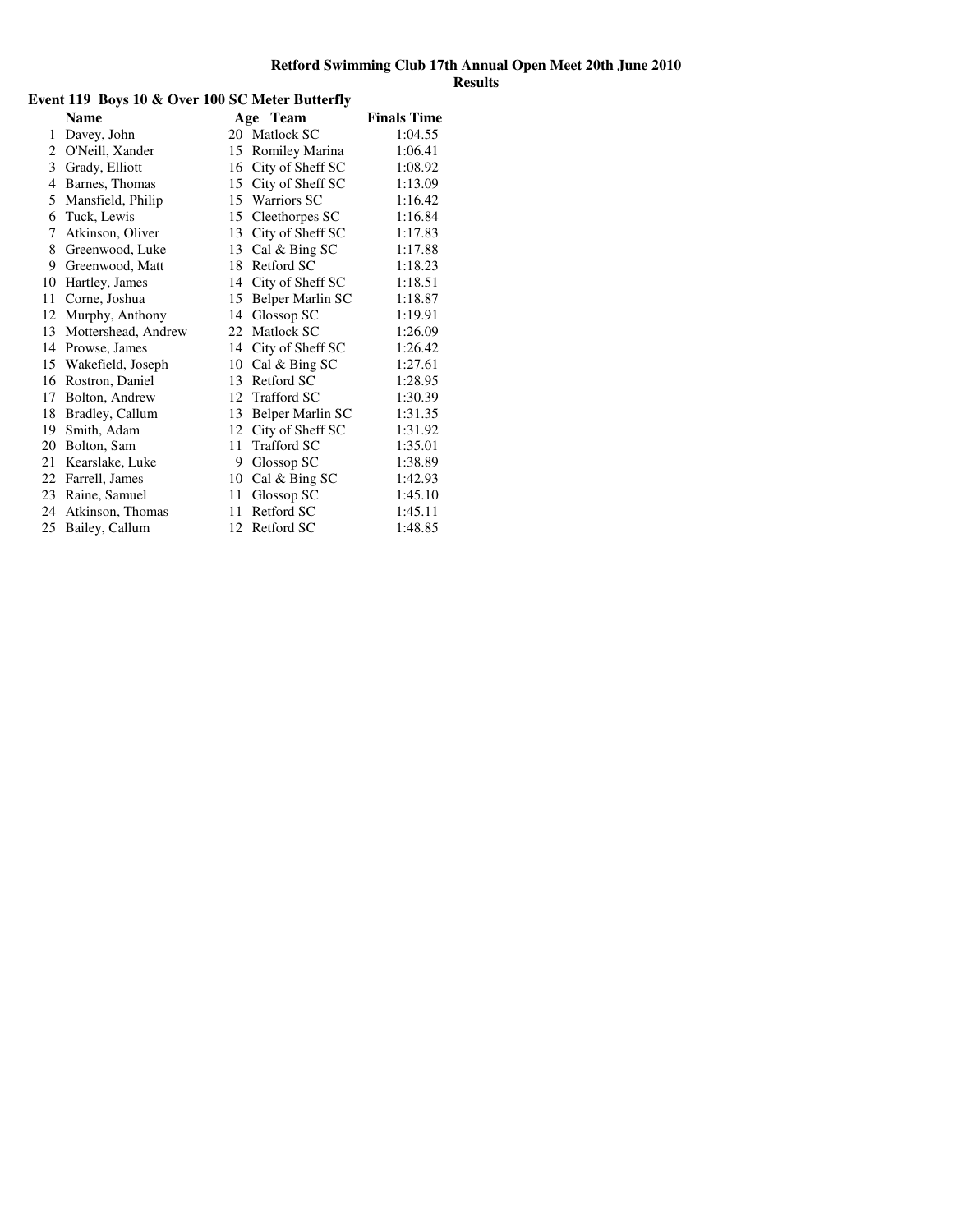# Retford Swimming Club 17th Annual Open Meet 20th June 2010

## Results

### Event 119 Boys 10 & Over 100 SC Meter Butterfly

| | Name | Age | Team | Finals Time |
|---|---|---|---|---|
| 1 | Davey, John | 20 | Matlock SC | 1:04.55 |
| 2 | O'Neill, Xander | 15 | Romiley Marina | 1:06.41 |
| 3 | Grady, Elliott | 16 | City of Sheff SC | 1:08.92 |
| 4 | Barnes, Thomas | 15 | City of Sheff SC | 1:13.09 |
| 5 | Mansfield, Philip | 15 | Warriors SC | 1:16.42 |
| 6 | Tuck, Lewis | 15 | Cleethorpes SC | 1:16.84 |
| 7 | Atkinson, Oliver | 13 | City of Sheff SC | 1:17.83 |
| 8 | Greenwood, Luke | 13 | Cal & Bing SC | 1:17.88 |
| 9 | Greenwood, Matt | 18 | Retford SC | 1:18.23 |
| 10 | Hartley, James | 14 | City of Sheff SC | 1:18.51 |
| 11 | Corne, Joshua | 15 | Belper Marlin SC | 1:18.87 |
| 12 | Murphy, Anthony | 14 | Glossop SC | 1:19.91 |
| 13 | Mottershead, Andrew | 22 | Matlock SC | 1:26.09 |
| 14 | Prowse, James | 14 | City of Sheff SC | 1:26.42 |
| 15 | Wakefield, Joseph | 10 | Cal & Bing SC | 1:27.61 |
| 16 | Rostron, Daniel | 13 | Retford SC | 1:28.95 |
| 17 | Bolton, Andrew | 12 | Trafford SC | 1:30.39 |
| 18 | Bradley, Callum | 13 | Belper Marlin SC | 1:31.35 |
| 19 | Smith, Adam | 12 | City of Sheff SC | 1:31.92 |
| 20 | Bolton, Sam | 11 | Trafford SC | 1:35.01 |
| 21 | Kearslake, Luke | 9 | Glossop SC | 1:38.89 |
| 22 | Farrell, James | 10 | Cal & Bing SC | 1:42.93 |
| 23 | Raine, Samuel | 11 | Glossop SC | 1:45.10 |
| 24 | Atkinson, Thomas | 11 | Retford SC | 1:45.11 |
| 25 | Bailey, Callum | 12 | Retford SC | 1:48.85 |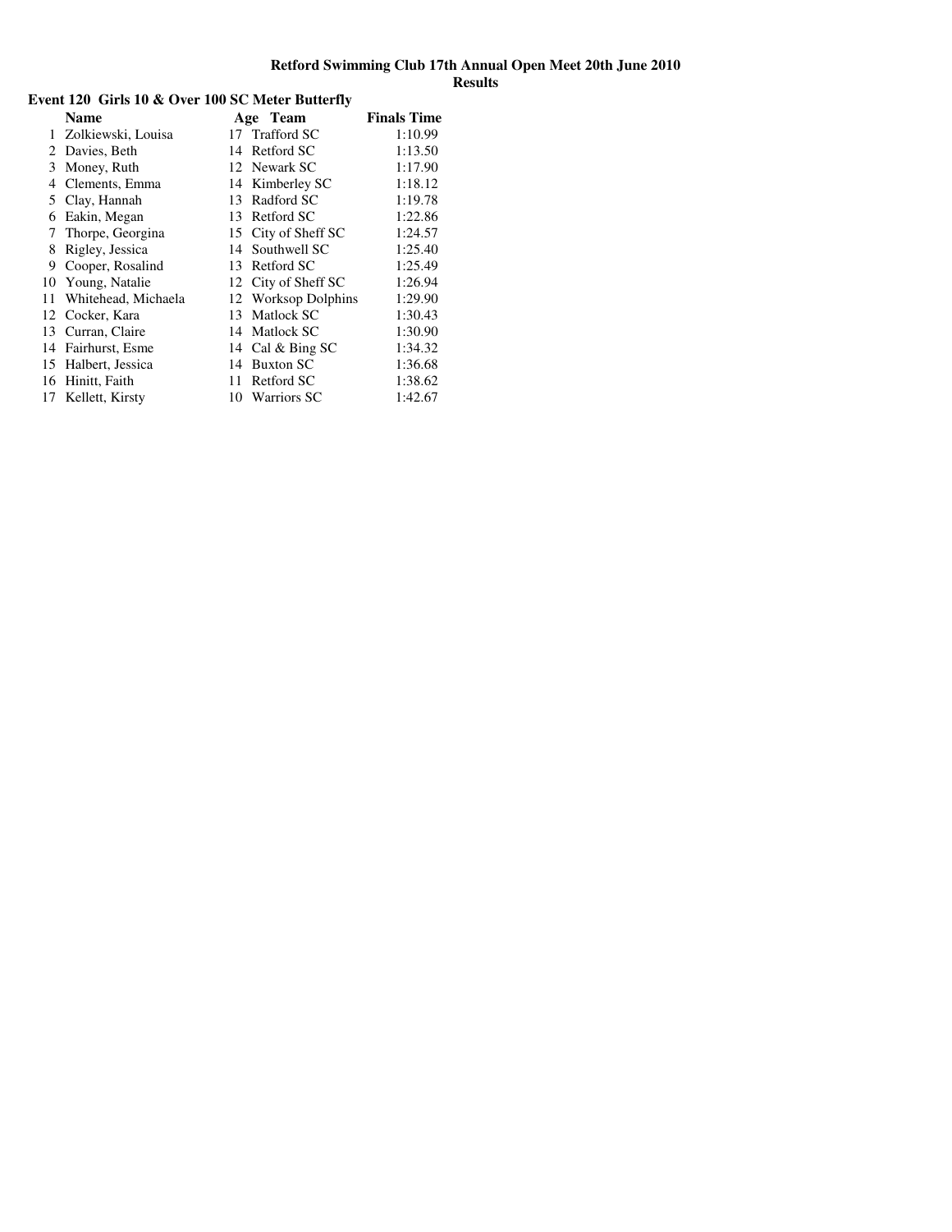# Retford Swimming Club 17th Annual Open Meet 20th June 2010

## Results

### Event 120 Girls 10 & Over 100 SC Meter Butterfly

| | Name | Age | Team | Finals Time |
|---|---|---|---|---|
| 1 | Zolkiewski, Louisa | 17 | Trafford SC | 1:10.99 |
| 2 | Davies, Beth | 14 | Retford SC | 1:13.50 |
| 3 | Money, Ruth | 12 | Newark SC | 1:17.90 |
| 4 | Clements, Emma | 14 | Kimberley SC | 1:18.12 |
| 5 | Clay, Hannah | 13 | Radford SC | 1:19.78 |
| 6 | Eakin, Megan | 13 | Retford SC | 1:22.86 |
| 7 | Thorpe, Georgina | 15 | City of Sheff SC | 1:24.57 |
| 8 | Rigley, Jessica | 14 | Southwell SC | 1:25.40 |
| 9 | Cooper, Rosalind | 13 | Retford SC | 1:25.49 |
| 10 | Young, Natalie | 12 | City of Sheff SC | 1:26.94 |
| 11 | Whitehead, Michaela | 12 | Worksop Dolphins | 1:29.90 |
| 12 | Cocker, Kara | 13 | Matlock SC | 1:30.43 |
| 13 | Curran, Claire | 14 | Matlock SC | 1:30.90 |
| 14 | Fairhurst, Esme | 14 | Cal & Bing SC | 1:34.32 |
| 15 | Halbert, Jessica | 14 | Buxton SC | 1:36.68 |
| 16 | Hinitt, Faith | 11 | Retford SC | 1:38.62 |
| 17 | Kellett, Kirsty | 10 | Warriors SC | 1:42.67 |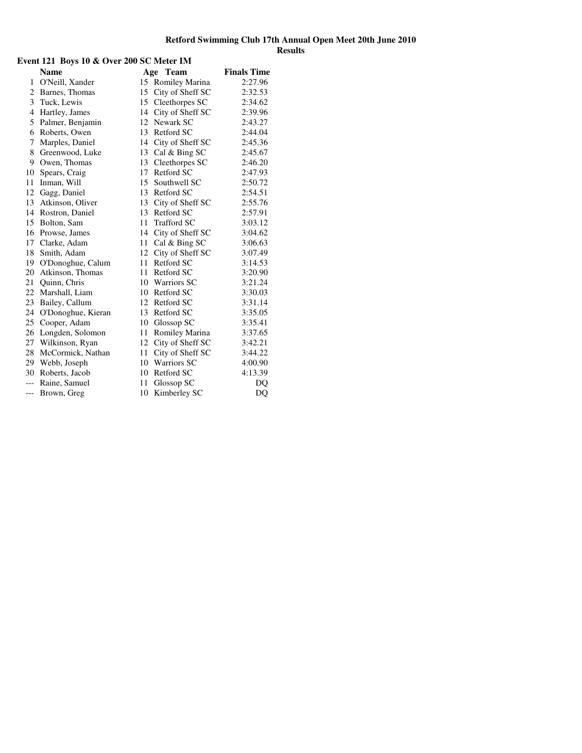**Retford Swimming Club 17th Annual Open Meet 20th June 2010**
**Results**

### Event 121 Boys 10 & Over 200 SC Meter IM

| | Name | Age | Team | Finals Time |
|---|---|---|---|---|
| 1 | O'Neill, Xander | 15 | Romiley Marina | 2:27.96 |
| 2 | Barnes, Thomas | 15 | City of Sheff SC | 2:32.53 |
| 3 | Tuck, Lewis | 15 | Cleethorpes SC | 2:34.62 |
| 4 | Hartley, James | 14 | City of Sheff SC | 2:39.96 |
| 5 | Palmer, Benjamin | 12 | Newark SC | 2:43.27 |
| 6 | Roberts, Owen | 13 | Retford SC | 2:44.04 |
| 7 | Marples, Daniel | 14 | City of Sheff SC | 2:45.36 |
| 8 | Greenwood, Luke | 13 | Cal & Bing SC | 2:45.67 |
| 9 | Owen, Thomas | 13 | Cleethorpes SC | 2:46.20 |
| 10 | Spears, Craig | 17 | Retford SC | 2:47.93 |
| 11 | Inman, Will | 15 | Southwell SC | 2:50.72 |
| 12 | Gagg, Daniel | 13 | Retford SC | 2:54.51 |
| 13 | Atkinson, Oliver | 13 | City of Sheff SC | 2:55.76 |
| 14 | Rostron, Daniel | 13 | Retford SC | 2:57.91 |
| 15 | Bolton, Sam | 11 | Trafford SC | 3:03.12 |
| 16 | Prowse, James | 14 | City of Sheff SC | 3:04.62 |
| 17 | Clarke, Adam | 11 | Cal & Bing SC | 3:06.63 |
| 18 | Smith, Adam | 12 | City of Sheff SC | 3:07.49 |
| 19 | O'Donoghue, Calum | 11 | Retford SC | 3:14.53 |
| 20 | Atkinson, Thomas | 11 | Retford SC | 3:20.90 |
| 21 | Quinn, Chris | 10 | Warriors SC | 3:21.24 |
| 22 | Marshall, Liam | 10 | Retford SC | 3:30.03 |
| 23 | Bailey, Callum | 12 | Retford SC | 3:31.14 |
| 24 | O'Donoghue, Kieran | 13 | Retford SC | 3:35.05 |
| 25 | Cooper, Adam | 10 | Glossop SC | 3:35.41 |
| 26 | Longden, Solomon | 11 | Romiley Marina | 3:37.65 |
| 27 | Wilkinson, Ryan | 12 | City of Sheff SC | 3:42.21 |
| 28 | McCormick, Nathan | 11 | City of Sheff SC | 3:44.22 |
| 29 | Webb, Joseph | 10 | Warriors SC | 4:00.90 |
| 30 | Roberts, Jacob | 10 | Retford SC | 4:13.39 |
| --- | Raine, Samuel | 11 | Glossop SC | DQ |
| --- | Brown, Greg | 10 | Kimberley SC | DQ |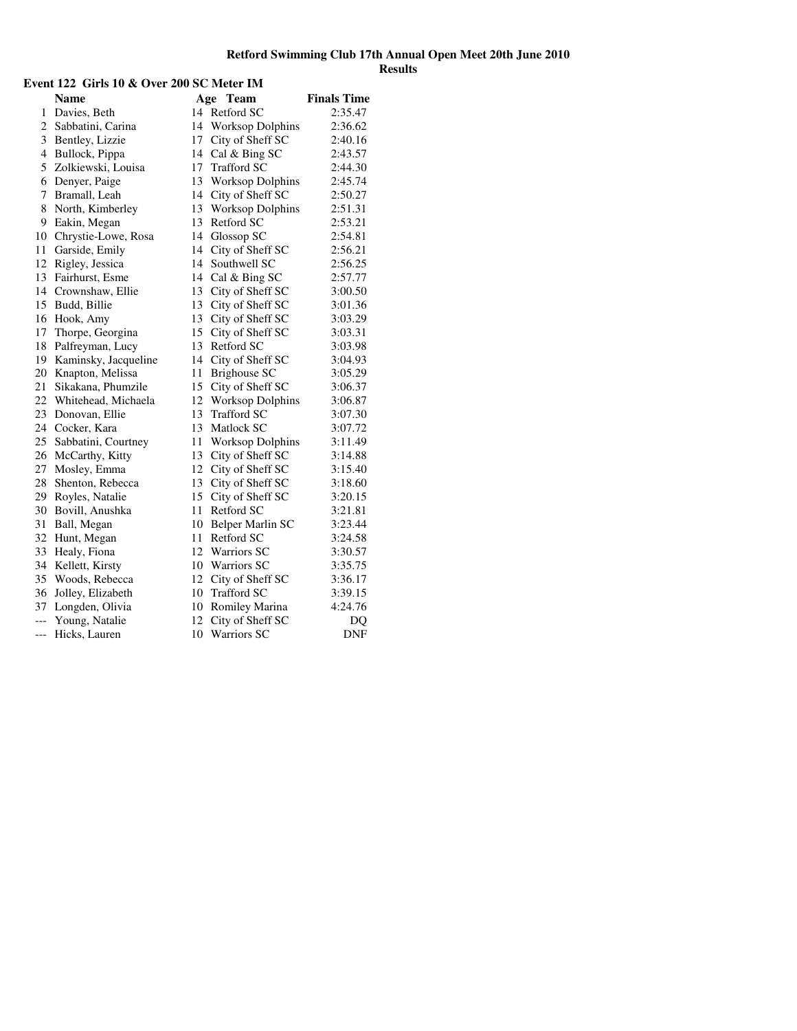**Retford Swimming Club 17th Annual Open Meet 20th June 2010**

**Results**

### Event 122 Girls 10 & Over 200 SC Meter IM

| | Name | Age | Team | Finals Time |
|---|---|---|---|---|
| 1 | Davies, Beth | 14 | Retford SC | 2:35.47 |
| 2 | Sabbatini, Carina | 14 | Worksop Dolphins | 2:36.62 |
| 3 | Bentley, Lizzie | 17 | City of Sheff SC | 2:40.16 |
| 4 | Bullock, Pippa | 14 | Cal & Bing SC | 2:43.57 |
| 5 | Zolkiewski, Louisa | 17 | Trafford SC | 2:44.30 |
| 6 | Denyer, Paige | 13 | Worksop Dolphins | 2:45.74 |
| 7 | Bramall, Leah | 14 | City of Sheff SC | 2:50.27 |
| 8 | North, Kimberley | 13 | Worksop Dolphins | 2:51.31 |
| 9 | Eakin, Megan | 13 | Retford SC | 2:53.21 |
| 10 | Chrystie-Lowe, Rosa | 14 | Glossop SC | 2:54.81 |
| 11 | Garside, Emily | 14 | City of Sheff SC | 2:56.21 |
| 12 | Rigley, Jessica | 14 | Southwell SC | 2:56.25 |
| 13 | Fairhurst, Esme | 14 | Cal & Bing SC | 2:57.77 |
| 14 | Crownshaw, Ellie | 13 | City of Sheff SC | 3:00.50 |
| 15 | Budd, Billie | 13 | City of Sheff SC | 3:01.36 |
| 16 | Hook, Amy | 13 | City of Sheff SC | 3:03.29 |
| 17 | Thorpe, Georgina | 15 | City of Sheff SC | 3:03.31 |
| 18 | Palfreyman, Lucy | 13 | Retford SC | 3:03.98 |
| 19 | Kaminsky, Jacqueline | 14 | City of Sheff SC | 3:04.93 |
| 20 | Knapton, Melissa | 11 | Brighouse SC | 3:05.29 |
| 21 | Sikakana, Phumzile | 15 | City of Sheff SC | 3:06.37 |
| 22 | Whitehead, Michaela | 12 | Worksop Dolphins | 3:06.87 |
| 23 | Donovan, Ellie | 13 | Trafford SC | 3:07.30 |
| 24 | Cocker, Kara | 13 | Matlock SC | 3:07.72 |
| 25 | Sabbatini, Courtney | 11 | Worksop Dolphins | 3:11.49 |
| 26 | McCarthy, Kitty | 13 | City of Sheff SC | 3:14.88 |
| 27 | Mosley, Emma | 12 | City of Sheff SC | 3:15.40 |
| 28 | Shenton, Rebecca | 13 | City of Sheff SC | 3:18.60 |
| 29 | Royles, Natalie | 15 | City of Sheff SC | 3:20.15 |
| 30 | Bovill, Anushka | 11 | Retford SC | 3:21.81 |
| 31 | Ball, Megan | 10 | Belper Marlin SC | 3:23.44 |
| 32 | Hunt, Megan | 11 | Retford SC | 3:24.58 |
| 33 | Healy, Fiona | 12 | Warriors SC | 3:30.57 |
| 34 | Kellett, Kirsty | 10 | Warriors SC | 3:35.75 |
| 35 | Woods, Rebecca | 12 | City of Sheff SC | 3:36.17 |
| 36 | Jolley, Elizabeth | 10 | Trafford SC | 3:39.15 |
| 37 | Longden, Olivia | 10 | Romiley Marina | 4:24.76 |
| --- | Young, Natalie | 12 | City of Sheff SC | DQ |
| --- | Hicks, Lauren | 10 | Warriors SC | DNF |